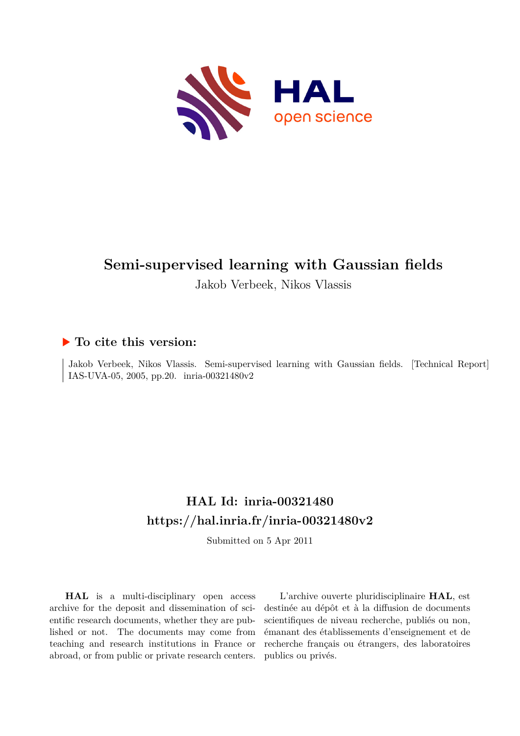# Semi-supervised learning with Gaussian fields

Jakob Verbeek, Nikos Vlassis

## ▶ To cite this version:

Jakob Verbeek, Nikos Vlassis. Semi-supervised learning with Gaussian fields. [Technical Report] IAS-UVA-05, 2005, pp.20. inria-00321480v2

## HAL Id: inria-00321480
## https://hal.inria.fr/inria-00321480v2

Submitted on 5 Apr 2011

**HAL** is a multi-disciplinary open access archive for the deposit and dissemination of scientific research documents, whether they are published or not. The documents may come from teaching and research institutions in France or abroad, or from public or private research centers.

L'archive ouverte pluridisciplinaire **HAL**, est destinée au dépôt et à la diffusion de documents scientifiques de niveau recherche, publiés ou non, émanant des établissements d'enseignement et de recherche français ou étrangers, des laboratoires publics ou privés.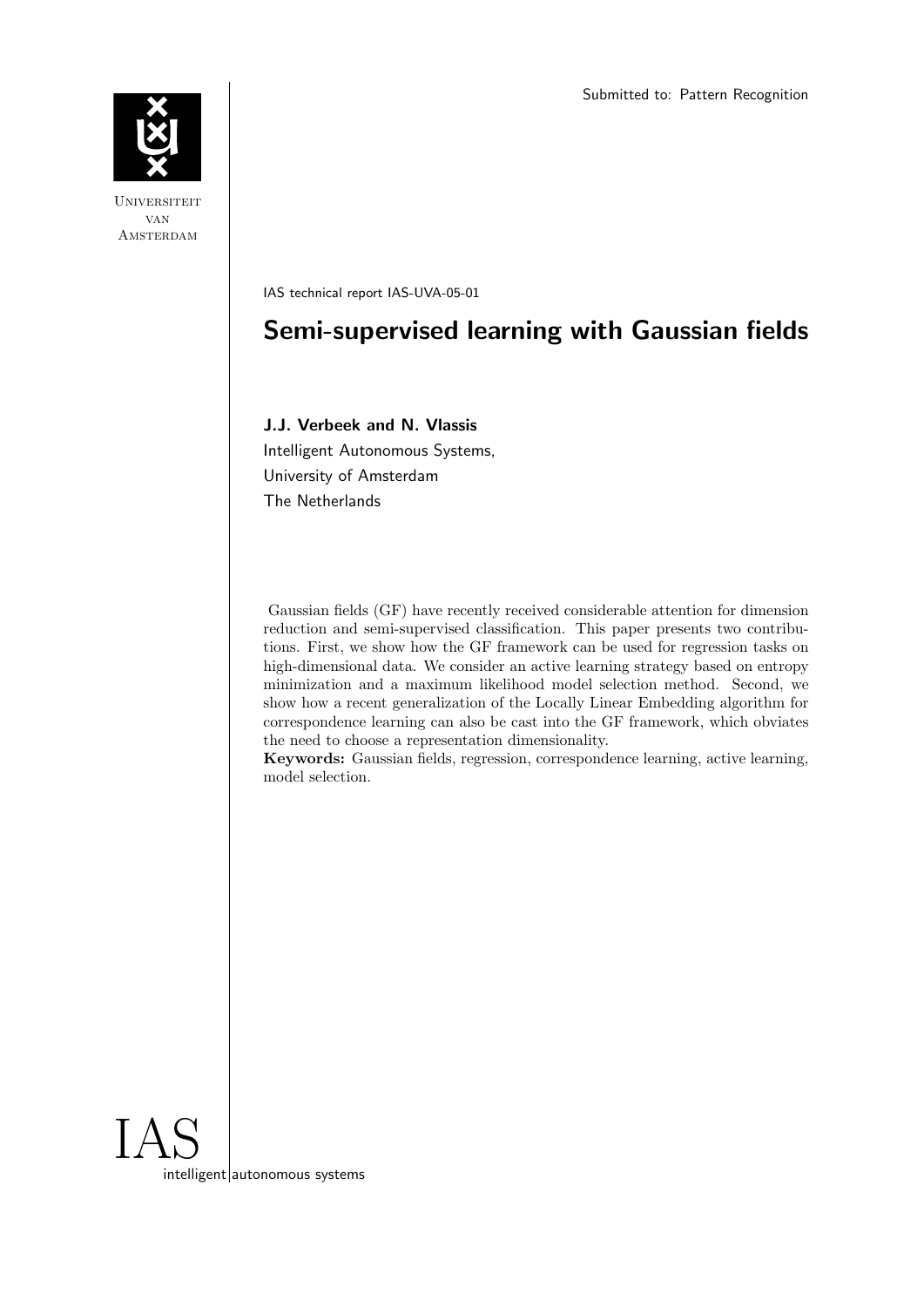Submitted to: Pattern Recognition

IAS technical report IAS-UVA-05-01

# Semi-supervised learning with Gaussian fields

**J.J. Verbeek and N. Vlassis**
Intelligent Autonomous Systems,
University of Amsterdam
The Netherlands

Gaussian fields (GF) have recently received considerable attention for dimension reduction and semi-supervised classification. This paper presents two contributions. First, we show how the GF framework can be used for regression tasks on high-dimensional data. We consider an active learning strategy based on entropy minimization and a maximum likelihood model selection method. Second, we show how a recent generalization of the Locally Linear Embedding algorithm for correspondence learning can also be cast into the GF framework, which obviates the need to choose a representation dimensionality.

**Keywords:** Gaussian fields, regression, correspondence learning, active learning, model selection.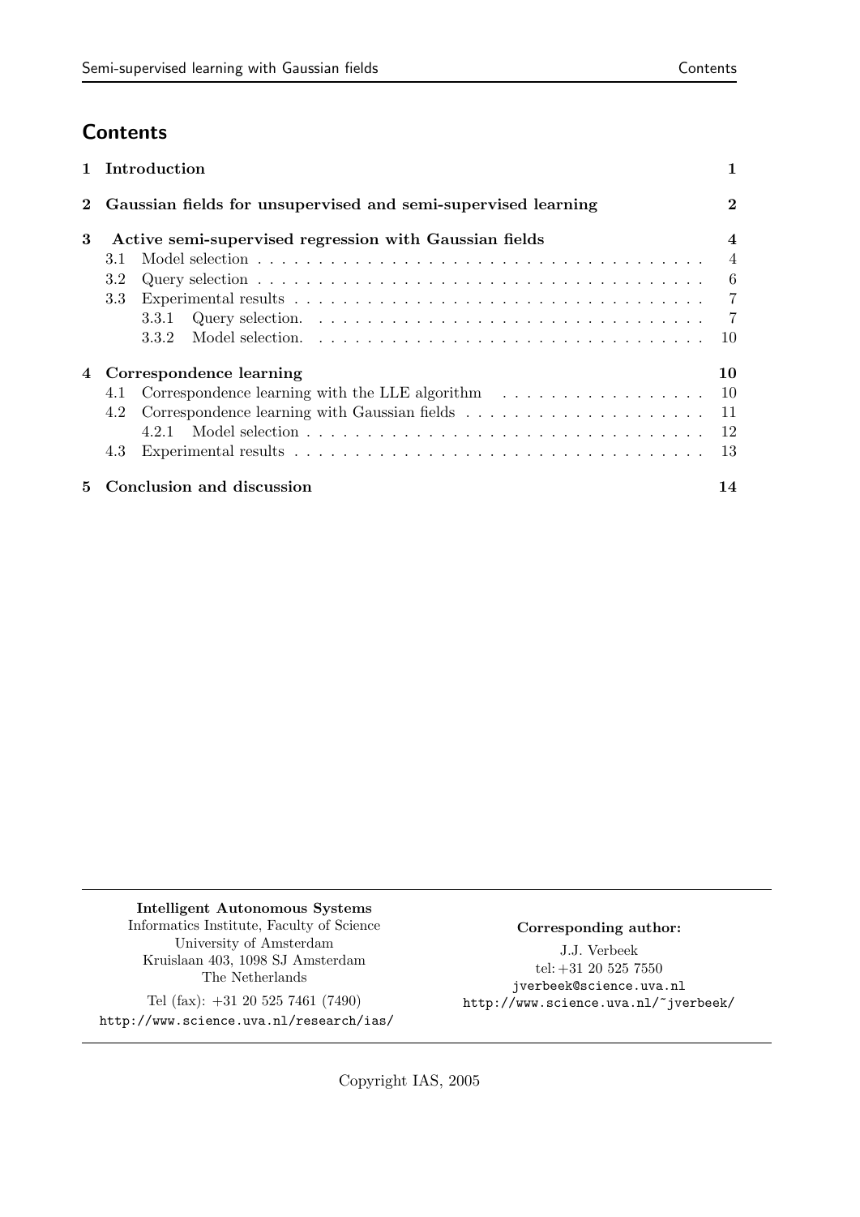## Contents

**1 Introduction** — 1

**2 Gaussian fields for unsupervised and semi-supervised learning** — 2

**3 Active semi-supervised regression with Gaussian fields** — 4

- 3.1 Model selection — 4
- 3.2 Query selection — 6
- 3.3 Experimental results — 7
  - 3.3.1 Query selection. — 7
  - 3.3.2 Model selection. — 10

**4 Correspondence learning** — 10

- 4.1 Correspondence learning with the LLE algorithm — 10
- 4.2 Correspondence learning with Gaussian fields — 11
  - 4.2.1 Model selection — 12
- 4.3 Experimental results — 13

**5 Conclusion and discussion** — 14

---

**Intelligent Autonomous Systems**
Informatics Institute, Faculty of Science
University of Amsterdam
Kruislaan 403, 1098 SJ Amsterdam
The Netherlands

Tel (fax): +31 20 525 7461 (7490)
http://www.science.uva.nl/research/ias/

**Corresponding author:**

J.J. Verbeek
tel: +31 20 525 7550
jverbeek@science.uva.nl
http://www.science.uva.nl/~jverbeek/

---

Copyright IAS, 2005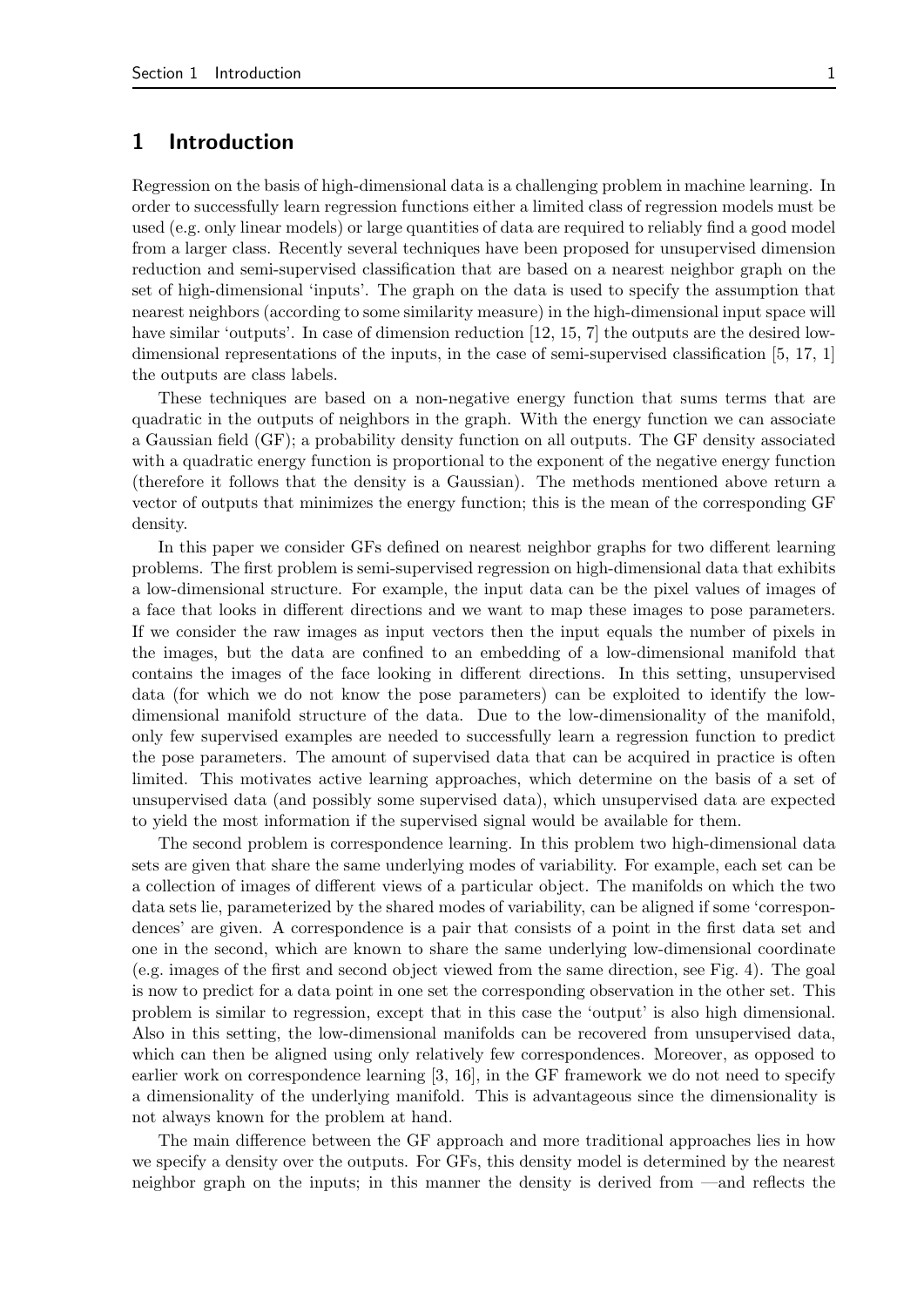# 1 Introduction

Regression on the basis of high-dimensional data is a challenging problem in machine learning. In order to successfully learn regression functions either a limited class of regression models must be used (e.g. only linear models) or large quantities of data are required to reliably find a good model from a larger class. Recently several techniques have been proposed for unsupervised dimension reduction and semi-supervised classification that are based on a nearest neighbor graph on the set of high-dimensional 'inputs'. The graph on the data is used to specify the assumption that nearest neighbors (according to some similarity measure) in the high-dimensional input space will have similar 'outputs'. In case of dimension reduction [12, 15, 7] the outputs are the desired low-dimensional representations of the inputs, in the case of semi-supervised classification [5, 17, 1] the outputs are class labels.

These techniques are based on a non-negative energy function that sums terms that are quadratic in the outputs of neighbors in the graph. With the energy function we can associate a Gaussian field (GF); a probability density function on all outputs. The GF density associated with a quadratic energy function is proportional to the exponent of the negative energy function (therefore it follows that the density is a Gaussian). The methods mentioned above return a vector of outputs that minimizes the energy function; this is the mean of the corresponding GF density.

In this paper we consider GFs defined on nearest neighbor graphs for two different learning problems. The first problem is semi-supervised regression on high-dimensional data that exhibits a low-dimensional structure. For example, the input data can be the pixel values of images of a face that looks in different directions and we want to map these images to pose parameters. If we consider the raw images as input vectors then the input equals the number of pixels in the images, but the data are confined to an embedding of a low-dimensional manifold that contains the images of the face looking in different directions. In this setting, unsupervised data (for which we do not know the pose parameters) can be exploited to identify the low-dimensional manifold structure of the data. Due to the low-dimensionality of the manifold, only few supervised examples are needed to successfully learn a regression function to predict the pose parameters. The amount of supervised data that can be acquired in practice is often limited. This motivates active learning approaches, which determine on the basis of a set of unsupervised data (and possibly some supervised data), which unsupervised data are expected to yield the most information if the supervised signal would be available for them.

The second problem is correspondence learning. In this problem two high-dimensional data sets are given that share the same underlying modes of variability. For example, each set can be a collection of images of different views of a particular object. The manifolds on which the two data sets lie, parameterized by the shared modes of variability, can be aligned if some 'correspondences' are given. A correspondence is a pair that consists of a point in the first data set and one in the second, which are known to share the same underlying low-dimensional coordinate (e.g. images of the first and second object viewed from the same direction, see Fig. 4). The goal is now to predict for a data point in one set the corresponding observation in the other set. This problem is similar to regression, except that in this case the 'output' is also high dimensional. Also in this setting, the low-dimensional manifolds can be recovered from unsupervised data, which can then be aligned using only relatively few correspondences. Moreover, as opposed to earlier work on correspondence learning [3, 16], in the GF framework we do not need to specify a dimensionality of the underlying manifold. This is advantageous since the dimensionality is not always known for the problem at hand.

The main difference between the GF approach and more traditional approaches lies in how we specify a density over the outputs. For GFs, this density model is determined by the nearest neighbor graph on the inputs; in this manner the density is derived from —and reflects the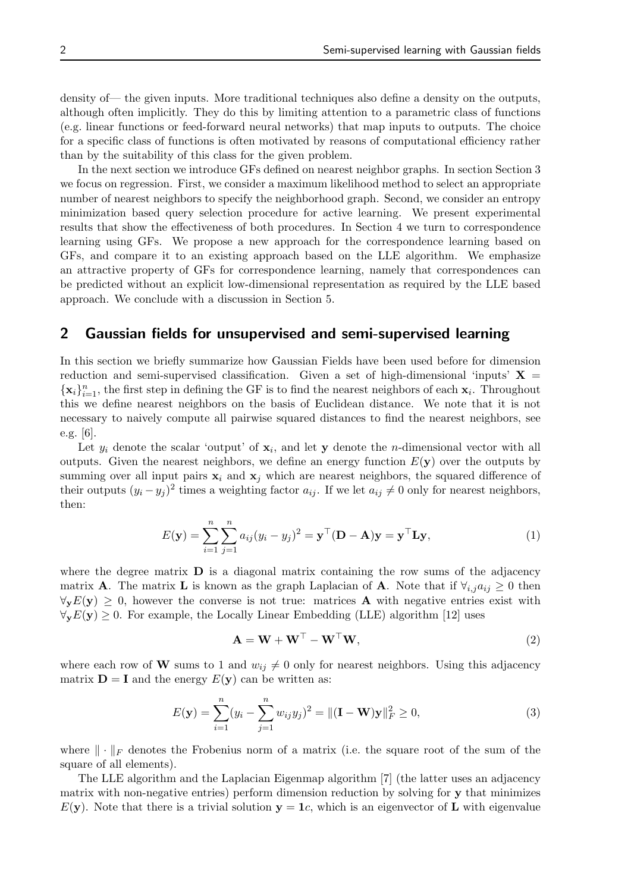density of— the given inputs. More traditional techniques also define a density on the outputs, although often implicitly. They do this by limiting attention to a parametric class of functions (e.g. linear functions or feed-forward neural networks) that map inputs to outputs. The choice for a specific class of functions is often motivated by reasons of computational efficiency rather than by the suitability of this class for the given problem.

In the next section we introduce GFs defined on nearest neighbor graphs. In section Section 3 we focus on regression. First, we consider a maximum likelihood method to select an appropriate number of nearest neighbors to specify the neighborhood graph. Second, we consider an entropy minimization based query selection procedure for active learning. We present experimental results that show the effectiveness of both procedures. In Section 4 we turn to correspondence learning using GFs. We propose a new approach for the correspondence learning based on GFs, and compare it to an existing approach based on the LLE algorithm. We emphasize an attractive property of GFs for correspondence learning, namely that correspondences can be predicted without an explicit low-dimensional representation as required by the LLE based approach. We conclude with a discussion in Section 5.

## 2 Gaussian fields for unsupervised and semi-supervised learning

In this section we briefly summarize how Gaussian Fields have been used before for dimension reduction and semi-supervised classification. Given a set of high-dimensional 'inputs' $\mathbf{X} = \{\mathbf{x}_i\}_{i=1}^n$, the first step in defining the GF is to find the nearest neighbors of each $\mathbf{x}_i$. Throughout this we define nearest neighbors on the basis of Euclidean distance. We note that it is not necessary to naively compute all pairwise squared distances to find the nearest neighbors, see e.g. [6].

Let $y_i$ denote the scalar 'output' of $\mathbf{x}_i$, and let $\mathbf{y}$ denote the $n$-dimensional vector with all outputs. Given the nearest neighbors, we define an energy function $E(\mathbf{y})$ over the outputs by summing over all input pairs $\mathbf{x}_i$ and $\mathbf{x}_j$ which are nearest neighbors, the squared difference of their outputs $(y_i - y_j)^2$ times a weighting factor $a_{ij}$. If we let $a_{ij} \neq 0$ only for nearest neighbors, then:

$$E(\mathbf{y}) = \sum_{i=1}^{n}\sum_{j=1}^{n} a_{ij}(y_i - y_j)^2 = \mathbf{y}^\top(\mathbf{D} - \mathbf{A})\mathbf{y} = \mathbf{y}^\top \mathbf{L}\mathbf{y}, \tag{1}$$

where the degree matrix $\mathbf{D}$ is a diagonal matrix containing the row sums of the adjacency matrix $\mathbf{A}$. The matrix $\mathbf{L}$ is known as the graph Laplacian of $\mathbf{A}$. Note that if $\forall_{i,j} a_{ij} \geq 0$ then $\forall_{\mathbf{y}} E(\mathbf{y}) \geq 0$, however the converse is not true: matrices $\mathbf{A}$ with negative entries exist with $\forall_{\mathbf{y}} E(\mathbf{y}) \geq 0$. For example, the Locally Linear Embedding (LLE) algorithm [12] uses

$$\mathbf{A} = \mathbf{W} + \mathbf{W}^\top - \mathbf{W}^\top\mathbf{W}, \tag{2}$$

where each row of $\mathbf{W}$ sums to 1 and $w_{ij} \neq 0$ only for nearest neighbors. Using this adjacency matrix $\mathbf{D} = \mathbf{I}$ and the energy $E(\mathbf{y})$ can be written as:

$$E(\mathbf{y}) = \sum_{i=1}^{n}(y_i - \sum_{j=1}^{n} w_{ij}y_j)^2 = \|(\mathbf{I} - \mathbf{W})\mathbf{y}\|_F^2 \geq 0, \tag{3}$$

where $\|\cdot\|_F$ denotes the Frobenius norm of a matrix (i.e. the square root of the sum of the square of all elements).

The LLE algorithm and the Laplacian Eigenmap algorithm [7] (the latter uses an adjacency matrix with non-negative entries) perform dimension reduction by solving for $\mathbf{y}$ that minimizes $E(\mathbf{y})$. Note that there is a trivial solution $\mathbf{y} = \mathbf{1}c$, which is an eigenvector of $\mathbf{L}$ with eigenvalue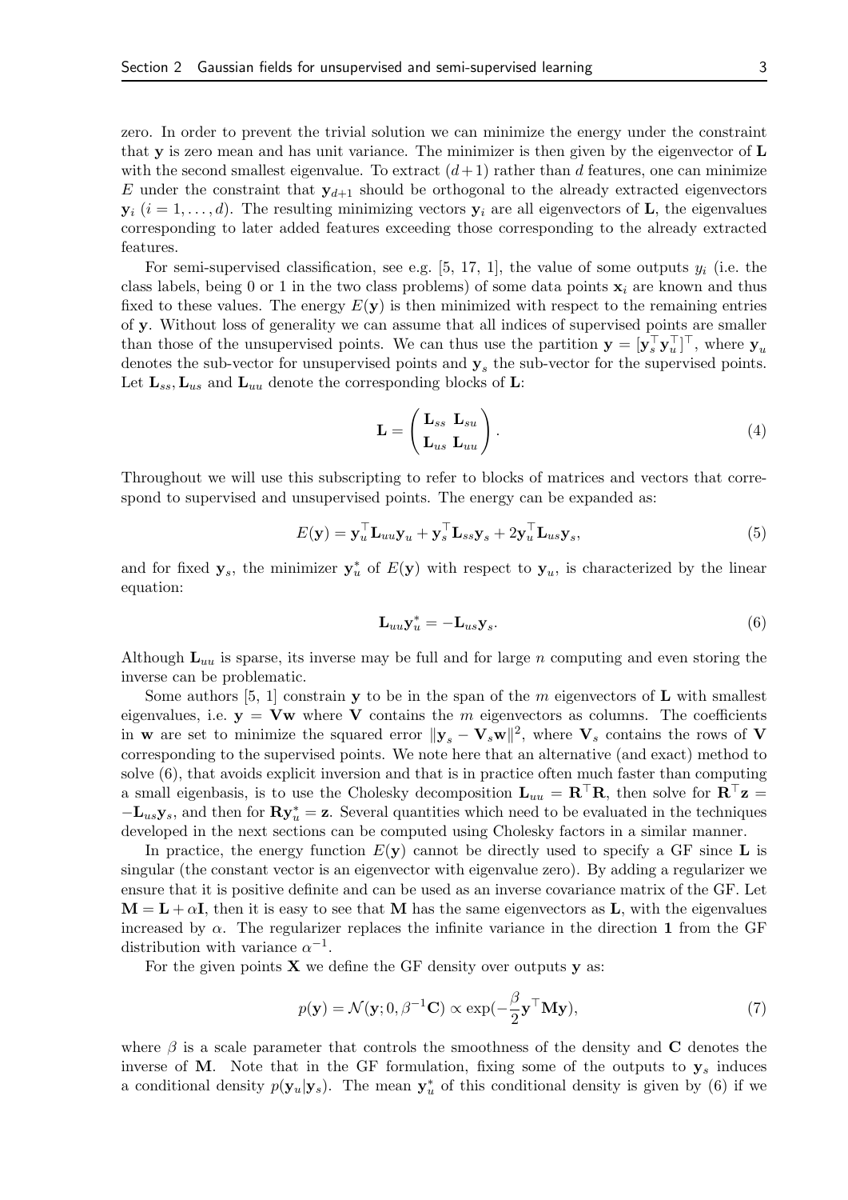zero. In order to prevent the trivial solution we can minimize the energy under the constraint that $\mathbf{y}$ is zero mean and has unit variance. The minimizer is then given by the eigenvector of $\mathbf{L}$ with the second smallest eigenvalue. To extract $(d+1)$ rather than $d$ features, one can minimize $E$ under the constraint that $\mathbf{y}_{d+1}$ should be orthogonal to the already extracted eigenvectors $\mathbf{y}_i$ $(i = 1, \ldots, d)$. The resulting minimizing vectors $\mathbf{y}_i$ are all eigenvectors of $\mathbf{L}$, the eigenvalues corresponding to later added features exceeding those corresponding to the already extracted features.

For semi-supervised classification, see e.g. [5, 17, 1], the value of some outputs $y_i$ (i.e. the class labels, being 0 or 1 in the two class problems) of some data points $\mathbf{x}_i$ are known and thus fixed to these values. The energy $E(\mathbf{y})$ is then minimized with respect to the remaining entries of $\mathbf{y}$. Without loss of generality we can assume that all indices of supervised points are smaller than those of the unsupervised points. We can thus use the partition $\mathbf{y} = [\mathbf{y}_s^\top \mathbf{y}_u^\top]^\top$, where $\mathbf{y}_u$ denotes the sub-vector for unsupervised points and $\mathbf{y}_s$ the sub-vector for the supervised points. Let $\mathbf{L}_{ss}, \mathbf{L}_{us}$ and $\mathbf{L}_{uu}$ denote the corresponding blocks of $\mathbf{L}$:

$$\mathbf{L} = \begin{pmatrix} \mathbf{L}_{ss} & \mathbf{L}_{su} \\ \mathbf{L}_{us} & \mathbf{L}_{uu} \end{pmatrix}. \tag{4}$$

Throughout we will use this subscripting to refer to blocks of matrices and vectors that correspond to supervised and unsupervised points. The energy can be expanded as:

$$E(\mathbf{y}) = \mathbf{y}_u^\top \mathbf{L}_{uu} \mathbf{y}_u + \mathbf{y}_s^\top \mathbf{L}_{ss} \mathbf{y}_s + 2\mathbf{y}_u^\top \mathbf{L}_{us} \mathbf{y}_s, \tag{5}$$

and for fixed $\mathbf{y}_s$, the minimizer $\mathbf{y}_u^*$ of $E(\mathbf{y})$ with respect to $\mathbf{y}_u$, is characterized by the linear equation:

$$\mathbf{L}_{uu} \mathbf{y}_u^* = -\mathbf{L}_{us} \mathbf{y}_s. \tag{6}$$

Although $\mathbf{L}_{uu}$ is sparse, its inverse may be full and for large $n$ computing and even storing the inverse can be problematic.

Some authors [5, 1] constrain $\mathbf{y}$ to be in the span of the $m$ eigenvectors of $\mathbf{L}$ with smallest eigenvalues, i.e. $\mathbf{y} = \mathbf{V}\mathbf{w}$ where $\mathbf{V}$ contains the $m$ eigenvectors as columns. The coefficients in $\mathbf{w}$ are set to minimize the squared error $\|\mathbf{y}_s - \mathbf{V}_s \mathbf{w}\|^2$, where $\mathbf{V}_s$ contains the rows of $\mathbf{V}$ corresponding to the supervised points. We note here that an alternative (and exact) method to solve (6), that avoids explicit inversion and that is in practice often much faster than computing a small eigenbasis, is to use the Cholesky decomposition $\mathbf{L}_{uu} = \mathbf{R}^\top \mathbf{R}$, then solve for $\mathbf{R}^\top \mathbf{z} = -\mathbf{L}_{us} \mathbf{y}_s$, and then for $\mathbf{R} \mathbf{y}_u^* = \mathbf{z}$. Several quantities which need to be evaluated in the techniques developed in the next sections can be computed using Cholesky factors in a similar manner.

In practice, the energy function $E(\mathbf{y})$ cannot be directly used to specify a GF since $\mathbf{L}$ is singular (the constant vector is an eigenvector with eigenvalue zero). By adding a regularizer we ensure that it is positive definite and can be used as an inverse covariance matrix of the GF. Let $\mathbf{M} = \mathbf{L} + \alpha \mathbf{I}$, then it is easy to see that $\mathbf{M}$ has the same eigenvectors as $\mathbf{L}$, with the eigenvalues increased by $\alpha$. The regularizer replaces the infinite variance in the direction $\mathbf{1}$ from the GF distribution with variance $\alpha^{-1}$.

For the given points $\mathbf{X}$ we define the GF density over outputs $\mathbf{y}$ as:

$$p(\mathbf{y}) = \mathcal{N}(\mathbf{y}; 0, \beta^{-1}\mathbf{C}) \propto \exp(-\frac{\beta}{2} \mathbf{y}^\top \mathbf{M} \mathbf{y}), \tag{7}$$

where $\beta$ is a scale parameter that controls the smoothness of the density and $\mathbf{C}$ denotes the inverse of $\mathbf{M}$. Note that in the GF formulation, fixing some of the outputs to $\mathbf{y}_s$ induces a conditional density $p(\mathbf{y}_u|\mathbf{y}_s)$. The mean $\mathbf{y}_u^*$ of this conditional density is given by (6) if we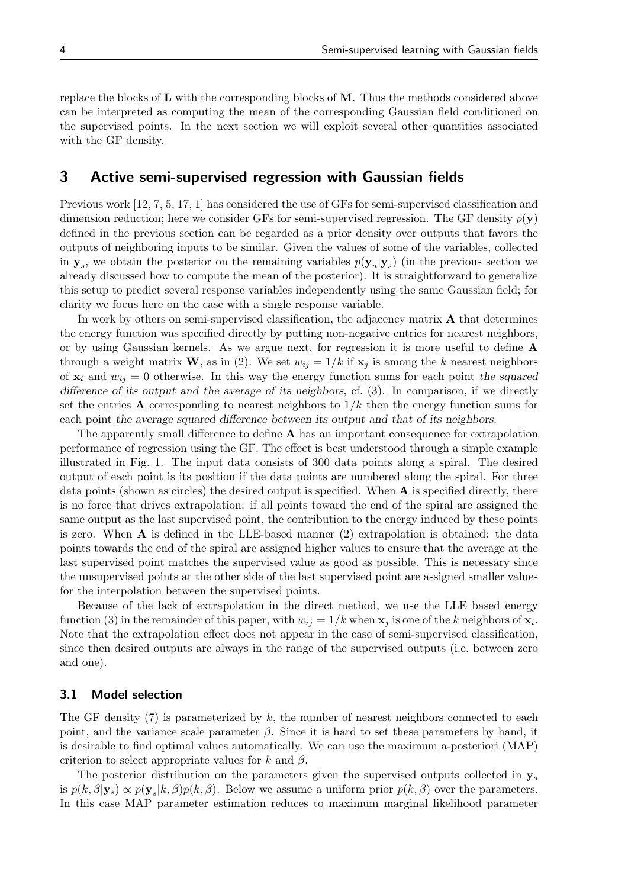replace the blocks of $\mathbf{L}$ with the corresponding blocks of $\mathbf{M}$. Thus the methods considered above can be interpreted as computing the mean of the corresponding Gaussian field conditioned on the supervised points. In the next section we will exploit several other quantities associated with the GF density.

## 3 Active semi-supervised regression with Gaussian fields

Previous work [12, 7, 5, 17, 1] has considered the use of GFs for semi-supervised classification and dimension reduction; here we consider GFs for semi-supervised regression. The GF density $p(\mathbf{y})$ defined in the previous section can be regarded as a prior density over outputs that favors the outputs of neighboring inputs to be similar. Given the values of some of the variables, collected in $\mathbf{y}_s$, we obtain the posterior on the remaining variables $p(\mathbf{y}_u|\mathbf{y}_s)$ (in the previous section we already discussed how to compute the mean of the posterior). It is straightforward to generalize this setup to predict several response variables independently using the same Gaussian field; for clarity we focus here on the case with a single response variable.

In work by others on semi-supervised classification, the adjacency matrix $\mathbf{A}$ that determines the energy function was specified directly by putting non-negative entries for nearest neighbors, or by using Gaussian kernels. As we argue next, for regression it is more useful to define $\mathbf{A}$ through a weight matrix $\mathbf{W}$, as in (2). We set $w_{ij} = 1/k$ if $\mathbf{x}_j$ is among the $k$ nearest neighbors of $\mathbf{x}_i$ and $w_{ij} = 0$ otherwise. In this way the energy function sums for each point *the squared difference of its output and the average of its neighbors*, cf. (3). In comparison, if we directly set the entries $\mathbf{A}$ corresponding to nearest neighbors to $1/k$ then the energy function sums for each point *the average squared difference between its output and that of its neighbors*.

The apparently small difference to define $\mathbf{A}$ has an important consequence for extrapolation performance of regression using the GF. The effect is best understood through a simple example illustrated in Fig. 1. The input data consists of 300 data points along a spiral. The desired output of each point is its position if the data points are numbered along the spiral. For three data points (shown as circles) the desired output is specified. When $\mathbf{A}$ is specified directly, there is no force that drives extrapolation: if all points toward the end of the spiral are assigned the same output as the last supervised point, the contribution to the energy induced by these points is zero. When $\mathbf{A}$ is defined in the LLE-based manner (2) extrapolation is obtained: the data points towards the end of the spiral are assigned higher values to ensure that the average at the last supervised point matches the supervised value as good as possible. This is necessary since the unsupervised points at the other side of the last supervised point are assigned smaller values for the interpolation between the supervised points.

Because of the lack of extrapolation in the direct method, we use the LLE based energy function (3) in the remainder of this paper, with $w_{ij} = 1/k$ when $\mathbf{x}_j$ is one of the $k$ neighbors of $\mathbf{x}_i$. Note that the extrapolation effect does not appear in the case of semi-supervised classification, since then desired outputs are always in the range of the supervised outputs (i.e. between zero and one).

### 3.1 Model selection

The GF density (7) is parameterized by $k$, the number of nearest neighbors connected to each point, and the variance scale parameter $\beta$. Since it is hard to set these parameters by hand, it is desirable to find optimal values automatically. We can use the maximum a-posteriori (MAP) criterion to select appropriate values for $k$ and $\beta$.

The posterior distribution on the parameters given the supervised outputs collected in $\mathbf{y}_s$ is $p(k, \beta|\mathbf{y}_s) \propto p(\mathbf{y}_s|k, \beta)p(k, \beta)$. Below we assume a uniform prior $p(k, \beta)$ over the parameters. In this case MAP parameter estimation reduces to maximum marginal likelihood parameter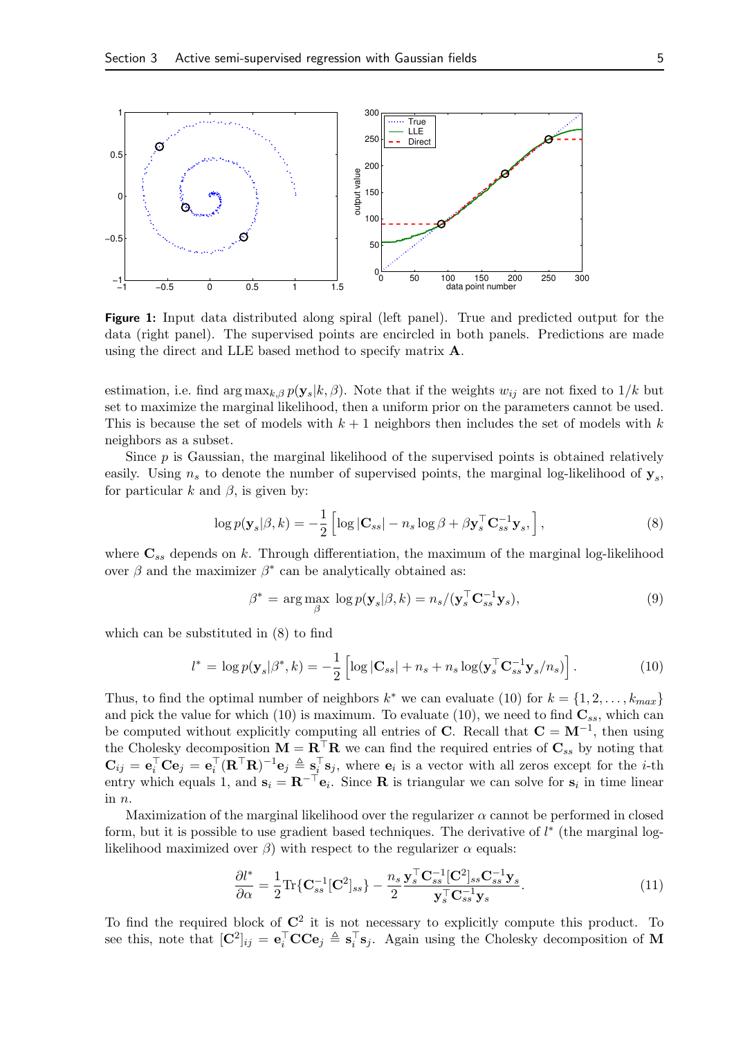**Figure 1:** Input data distributed along spiral (left panel). True and predicted output for the data (right panel). The supervised points are encircled in both panels. Predictions are made using the direct and LLE based method to specify matrix $\mathbf{A}$.

estimation, i.e. find $\arg\max_{k,\beta} p(\mathbf{y}_s|k,\beta)$. Note that if the weights $w_{ij}$ are not fixed to $1/k$ but set to maximize the marginal likelihood, then a uniform prior on the parameters cannot be used. This is because the set of models with $k+1$ neighbors then includes the set of models with $k$ neighbors as a subset.

Since $p$ is Gaussian, the marginal likelihood of the supervised points is obtained relatively easily. Using $n_s$ to denote the number of supervised points, the marginal log-likelihood of $\mathbf{y}_s$, for particular $k$ and $\beta$, is given by:

$$\log p(\mathbf{y}_s|\beta,k) = -\frac{1}{2}\left[\log|\mathbf{C}_{ss}| - n_s \log\beta + \beta \mathbf{y}_s^\top \mathbf{C}_{ss}^{-1}\mathbf{y}_s,\right], \tag{8}$$

where $\mathbf{C}_{ss}$ depends on $k$. Through differentiation, the maximum of the marginal log-likelihood over $\beta$ and the maximizer $\beta^*$ can be analytically obtained as:

$$\beta^* = \arg\max_{\beta}\ \log p(\mathbf{y}_s|\beta,k) = n_s/(\mathbf{y}_s^\top \mathbf{C}_{ss}^{-1}\mathbf{y}_s), \tag{9}$$

which can be substituted in (8) to find

$$l^* = \log p(\mathbf{y}_s|\beta^*,k) = -\frac{1}{2}\left[\log|\mathbf{C}_{ss}| + n_s + n_s \log(\mathbf{y}_s^\top \mathbf{C}_{ss}^{-1}\mathbf{y}_s/n_s)\right]. \tag{10}$$

Thus, to find the optimal number of neighbors $k^*$ we can evaluate (10) for $k = \{1,2,\ldots,k_{max}\}$ and pick the value for which (10) is maximum. To evaluate (10), we need to find $\mathbf{C}_{ss}$, which can be computed without explicitly computing all entries of $\mathbf{C}$. Recall that $\mathbf{C} = \mathbf{M}^{-1}$, then using the Cholesky decomposition $\mathbf{M} = \mathbf{R}^\top\mathbf{R}$ we can find the required entries of $\mathbf{C}_{ss}$ by noting that $\mathbf{C}_{ij} = \mathbf{e}_i^\top \mathbf{C}\mathbf{e}_j = \mathbf{e}_i^\top(\mathbf{R}^\top\mathbf{R})^{-1}\mathbf{e}_j \triangleq \mathbf{s}_i^\top\mathbf{s}_j$, where $\mathbf{e}_i$ is a vector with all zeros except for the $i$-th entry which equals 1, and $\mathbf{s}_i = \mathbf{R}^{-\top}\mathbf{e}_i$. Since $\mathbf{R}$ is triangular we can solve for $\mathbf{s}_i$ in time linear in $n$.

Maximization of the marginal likelihood over the regularizer $\alpha$ cannot be performed in closed form, but it is possible to use gradient based techniques. The derivative of $l^*$ (the marginal log-likelihood maximized over $\beta$) with respect to the regularizer $\alpha$ equals:

$$\frac{\partial l^*}{\partial\alpha} = \frac{1}{2}\mathrm{Tr}\{\mathbf{C}_{ss}^{-1}[\mathbf{C}^2]_{ss}\} - \frac{n_s}{2}\frac{\mathbf{y}_s^\top\mathbf{C}_{ss}^{-1}[\mathbf{C}^2]_{ss}\mathbf{C}_{ss}^{-1}\mathbf{y}_s}{\mathbf{y}_s^\top\mathbf{C}_{ss}^{-1}\mathbf{y}_s}. \tag{11}$$

To find the required block of $\mathbf{C}^2$ it is not necessary to explicitly compute this product. To see this, note that $[\mathbf{C}^2]_{ij} = \mathbf{e}_i^\top\mathbf{C}\mathbf{C}\mathbf{e}_j \triangleq \mathbf{s}_i^\top\mathbf{s}_j$. Again using the Cholesky decomposition of $\mathbf{M}$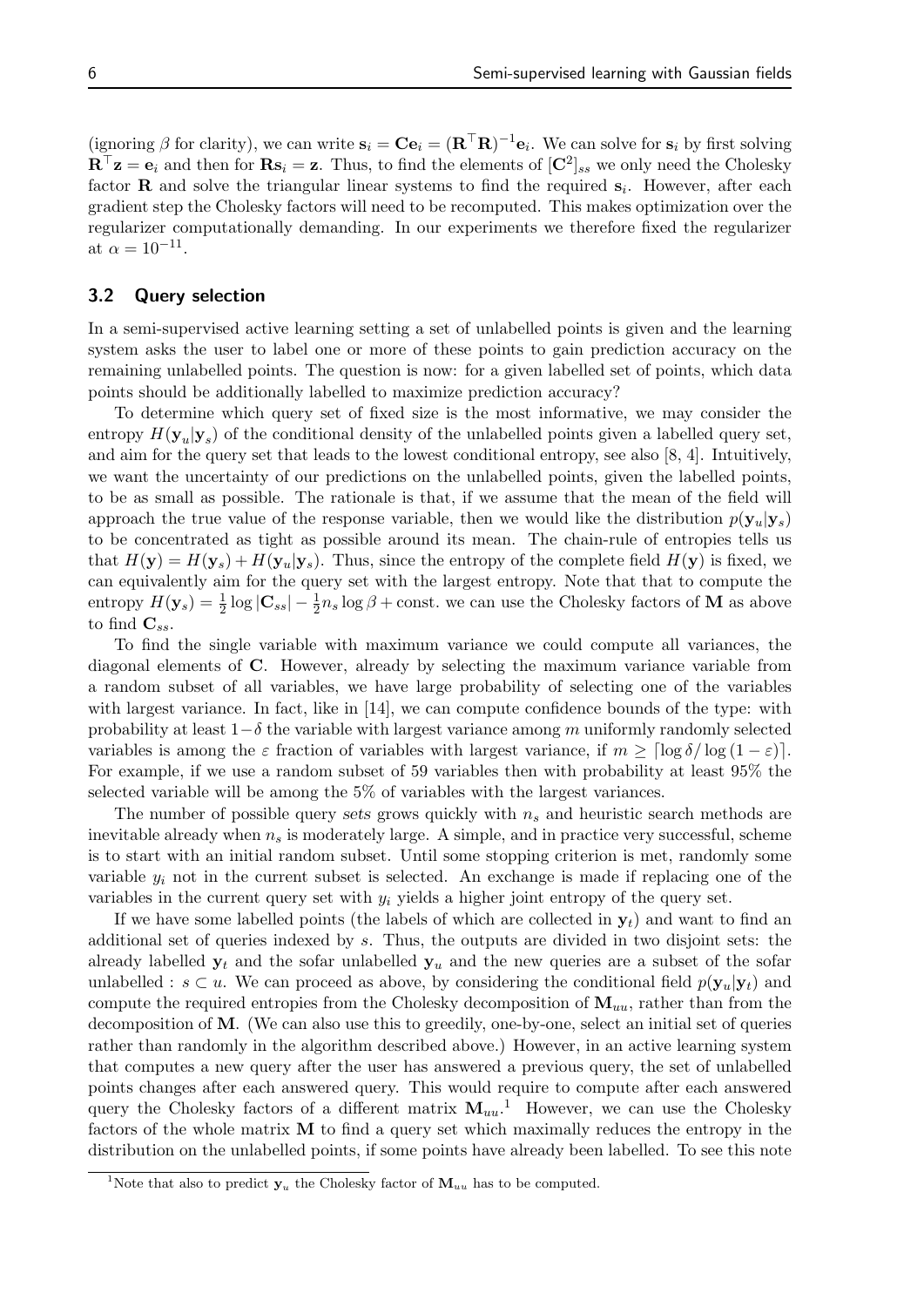(ignoring $\beta$ for clarity), we can write $\mathbf{s}_i = \mathbf{C}\mathbf{e}_i = (\mathbf{R}^\top\mathbf{R})^{-1}\mathbf{e}_i$. We can solve for $\mathbf{s}_i$ by first solving $\mathbf{R}^\top\mathbf{z} = \mathbf{e}_i$ and then for $\mathbf{R}\mathbf{s}_i = \mathbf{z}$. Thus, to find the elements of $[\mathbf{C}^2]_{ss}$ we only need the Cholesky factor $\mathbf{R}$ and solve the triangular linear systems to find the required $\mathbf{s}_i$. However, after each gradient step the Cholesky factors will need to be recomputed. This makes optimization over the regularizer computationally demanding. In our experiments we therefore fixed the regularizer at $\alpha = 10^{-11}$.

### 3.2 Query selection

In a semi-supervised active learning setting a set of unlabelled points is given and the learning system asks the user to label one or more of these points to gain prediction accuracy on the remaining unlabelled points. The question is now: for a given labelled set of points, which data points should be additionally labelled to maximize prediction accuracy?

To determine which query set of fixed size is the most informative, we may consider the entropy $H(\mathbf{y}_u|\mathbf{y}_s)$ of the conditional density of the unlabelled points given a labelled query set, and aim for the query set that leads to the lowest conditional entropy, see also [8, 4]. Intuitively, we want the uncertainty of our predictions on the unlabelled points, given the labelled points, to be as small as possible. The rationale is that, if we assume that the mean of the field will approach the true value of the response variable, then we would like the distribution $p(\mathbf{y}_u|\mathbf{y}_s)$ to be concentrated as tight as possible around its mean. The chain-rule of entropies tells us that $H(\mathbf{y}) = H(\mathbf{y}_s) + H(\mathbf{y}_u|\mathbf{y}_s)$. Thus, since the entropy of the complete field $H(\mathbf{y})$ is fixed, we can equivalently aim for the query set with the largest entropy. Note that that to compute the entropy $H(\mathbf{y}_s) = \frac{1}{2}\log|\mathbf{C}_{ss}| - \frac{1}{2}n_s \log\beta + \text{const.}$ we can use the Cholesky factors of $\mathbf{M}$ as above to find $\mathbf{C}_{ss}$.

To find the single variable with maximum variance we could compute all variances, the diagonal elements of $\mathbf{C}$. However, already by selecting the maximum variance variable from a random subset of all variables, we have large probability of selecting one of the variables with largest variance. In fact, like in [14], we can compute confidence bounds of the type: with probability at least $1-\delta$ the variable with largest variance among $m$ uniformly randomly selected variables is among the $\varepsilon$ fraction of variables with largest variance, if $m \geq \lceil \log\delta / \log(1-\varepsilon) \rceil$. For example, if we use a random subset of 59 variables then with probability at least 95% the selected variable will be among the 5% of variables with the largest variances.

The number of possible query *sets* grows quickly with $n_s$ and heuristic search methods are inevitable already when $n_s$ is moderately large. A simple, and in practice very successful, scheme is to start with an initial random subset. Until some stopping criterion is met, randomly some variable $y_i$ not in the current subset is selected. An exchange is made if replacing one of the variables in the current query set with $y_i$ yields a higher joint entropy of the query set.

If we have some labelled points (the labels of which are collected in $\mathbf{y}_t$) and want to find an additional set of queries indexed by $s$. Thus, the outputs are divided in two disjoint sets: the already labelled $\mathbf{y}_t$ and the sofar unlabelled $\mathbf{y}_u$ and the new queries are a subset of the sofar unlabelled : $s \subset u$. We can proceed as above, by considering the conditional field $p(\mathbf{y}_u|\mathbf{y}_t)$ and compute the required entropies from the Cholesky decomposition of $\mathbf{M}_{uu}$, rather than from the decomposition of $\mathbf{M}$. (We can also use this to greedily, one-by-one, select an initial set of queries rather than randomly in the algorithm described above.) However, in an active learning system that computes a new query after the user has answered a previous query, the set of unlabelled points changes after each answered query. This would require to compute after each answered query the Cholesky factors of a different matrix $\mathbf{M}_{uu}$.[1] However, we can use the Cholesky factors of the whole matrix $\mathbf{M}$ to find a query set which maximally reduces the entropy in the distribution on the unlabelled points, if some points have already been labelled. To see this note

[1] Note that also to predict $\mathbf{y}_u$ the Cholesky factor of $\mathbf{M}_{uu}$ has to be computed.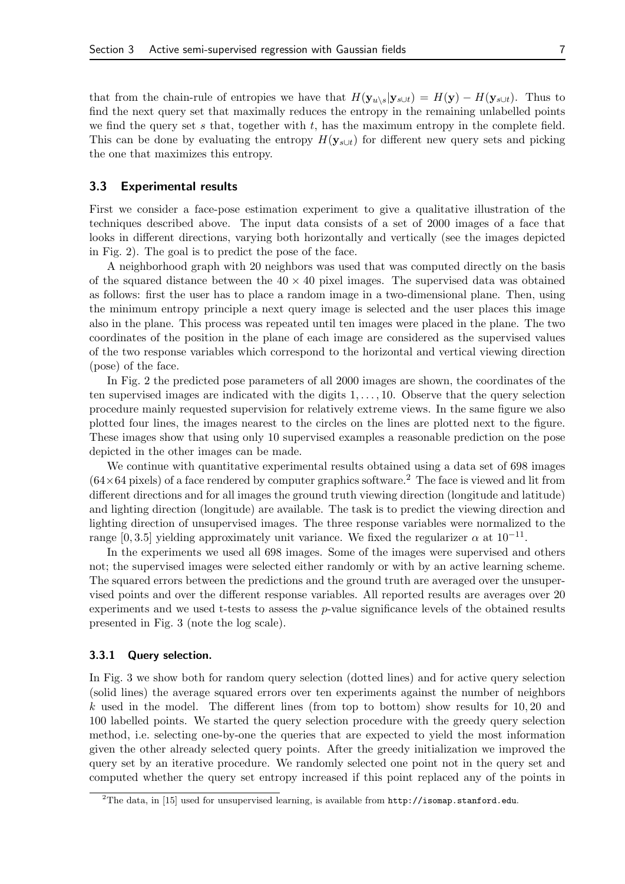that from the chain-rule of entropies we have that $H(\mathbf{y}_{u\setminus s}|\mathbf{y}_{s\cup t}) = H(\mathbf{y}) - H(\mathbf{y}_{s\cup t})$. Thus to find the next query set that maximally reduces the entropy in the remaining unlabelled points we find the query set $s$ that, together with $t$, has the maximum entropy in the complete field. This can be done by evaluating the entropy $H(\mathbf{y}_{s\cup t})$ for different new query sets and picking the one that maximizes this entropy.

### 3.3 Experimental results

First we consider a face-pose estimation experiment to give a qualitative illustration of the techniques described above. The input data consists of a set of 2000 images of a face that looks in different directions, varying both horizontally and vertically (see the images depicted in Fig. 2). The goal is to predict the pose of the face.

A neighborhood graph with 20 neighbors was used that was computed directly on the basis of the squared distance between the $40 \times 40$ pixel images. The supervised data was obtained as follows: first the user has to place a random image in a two-dimensional plane. Then, using the minimum entropy principle a next query image is selected and the user places this image also in the plane. This process was repeated until ten images were placed in the plane. The two coordinates of the position in the plane of each image are considered as the supervised values of the two response variables which correspond to the horizontal and vertical viewing direction (pose) of the face.

In Fig. 2 the predicted pose parameters of all 2000 images are shown, the coordinates of the ten supervised images are indicated with the digits $1, \ldots, 10$. Observe that the query selection procedure mainly requested supervision for relatively extreme views. In the same figure we also plotted four lines, the images nearest to the circles on the lines are plotted next to the figure. These images show that using only 10 supervised examples a reasonable prediction on the pose depicted in the other images can be made.

We continue with quantitative experimental results obtained using a data set of 698 images ($64 \times 64$ pixels) of a face rendered by computer graphics software.[2] The face is viewed and lit from different directions and for all images the ground truth viewing direction (longitude and latitude) and lighting direction (longitude) are available. The task is to predict the viewing direction and lighting direction of unsupervised images. The three response variables were normalized to the range $[0, 3.5]$ yielding approximately unit variance. We fixed the regularizer $\alpha$ at $10^{-11}$.

In the experiments we used all 698 images. Some of the images were supervised and others not; the supervised images were selected either randomly or with by an active learning scheme. The squared errors between the predictions and the ground truth are averaged over the unsupervised points and over the different response variables. All reported results are averages over 20 experiments and we used t-tests to assess the $p$-value significance levels of the obtained results presented in Fig. 3 (note the log scale).

#### 3.3.1 Query selection.

In Fig. 3 we show both for random query selection (dotted lines) and for active query selection (solid lines) the average squared errors over ten experiments against the number of neighbors $k$ used in the model. The different lines (from top to bottom) show results for 10, 20 and 100 labelled points. We started the query selection procedure with the greedy query selection method, i.e. selecting one-by-one the queries that are expected to yield the most information given the other already selected query points. After the greedy initialization we improved the query set by an iterative procedure. We randomly selected one point not in the query set and computed whether the query set entropy increased if this point replaced any of the points in

[2] The data, in [15] used for unsupervised learning, is available from `http://isomap.stanford.edu`.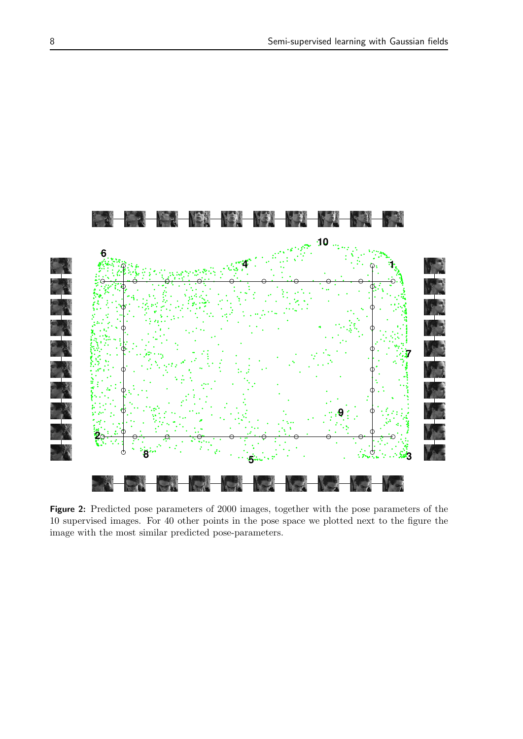**Figure 2:** Predicted pose parameters of 2000 images, together with the pose parameters of the 10 supervised images. For 40 other points in the pose space we plotted next to the figure the image with the most similar predicted pose-parameters.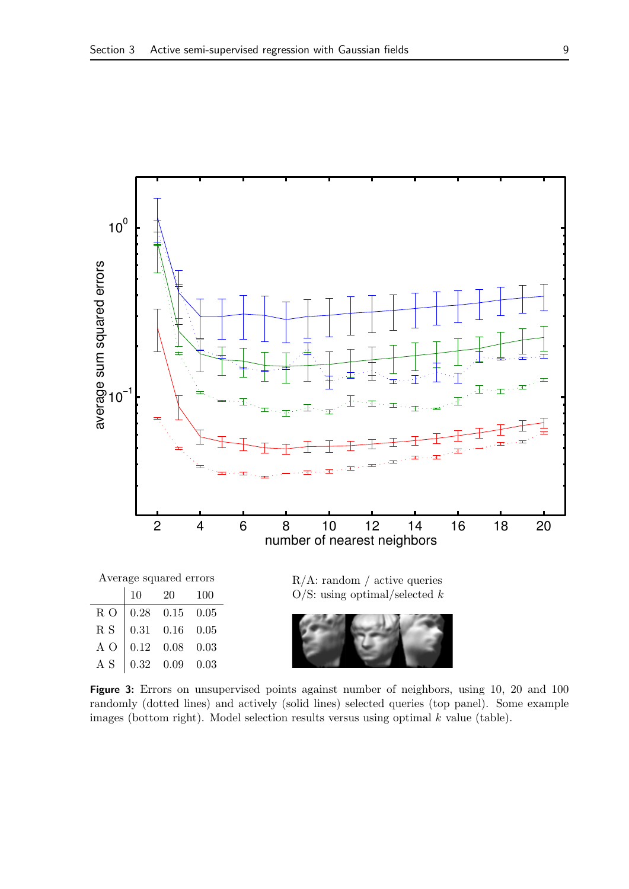Average squared errors

| | 10 | 20 | 100 |
|---|---|---|---|
| R O | 0.28 | 0.15 | 0.05 |
| R S | 0.31 | 0.16 | 0.05 |
| A O | 0.12 | 0.08 | 0.03 |
| A S | 0.32 | 0.09 | 0.03 |

R/A: random / active queries
O/S: using optimal/selected $k$

**Figure 3:** Errors on unsupervised points against number of neighbors, using 10, 20 and 100 randomly (dotted lines) and actively (solid lines) selected queries (top panel). Some example images (bottom right). Model selection results versus using optimal $k$ value (table).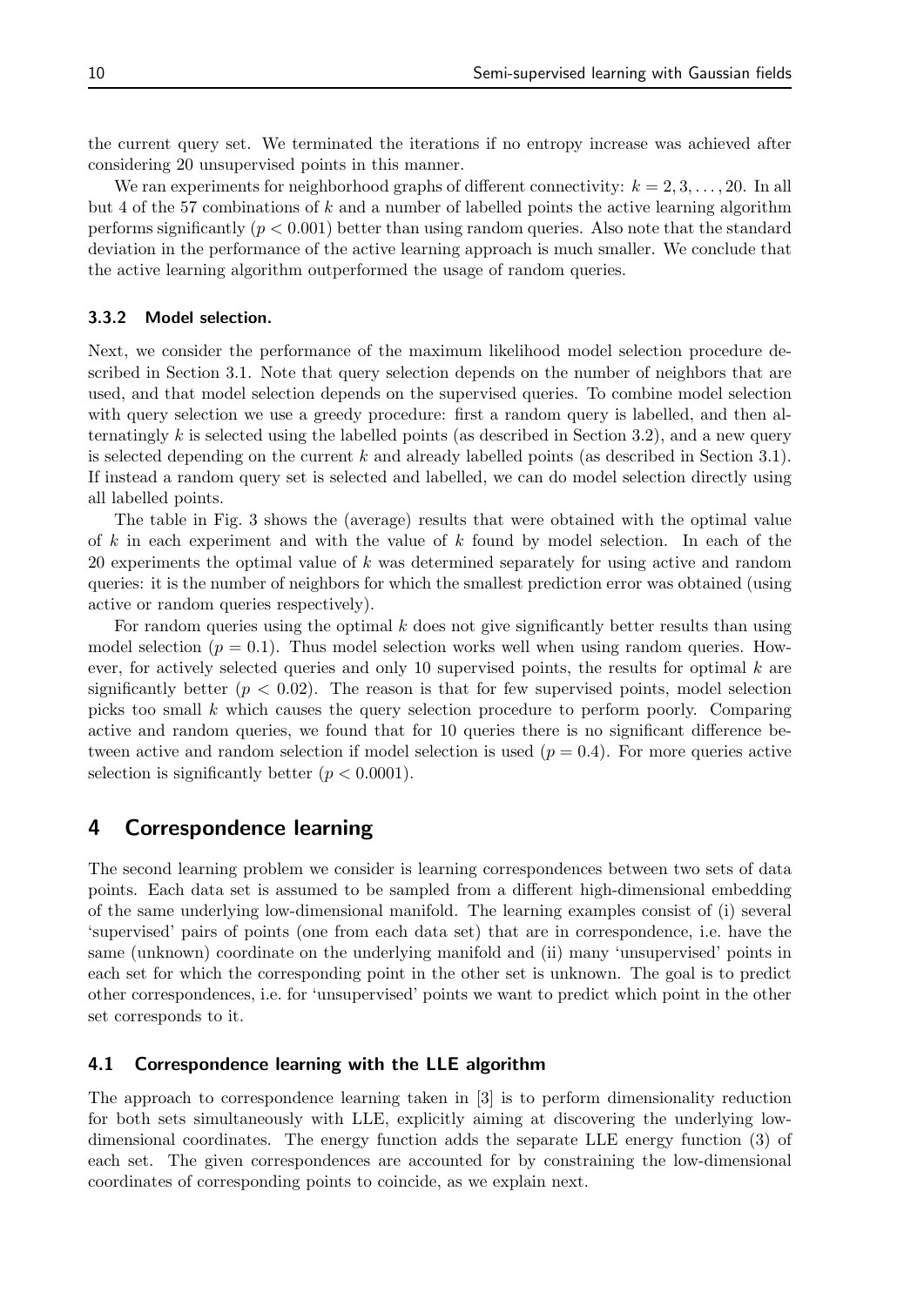the current query set. We terminated the iterations if no entropy increase was achieved after considering 20 unsupervised points in this manner.

We ran experiments for neighborhood graphs of different connectivity: $k = 2, 3, \ldots, 20$. In all but 4 of the 57 combinations of $k$ and a number of labelled points the active learning algorithm performs significantly ($p < 0.001$) better than using random queries. Also note that the standard deviation in the performance of the active learning approach is much smaller. We conclude that the active learning algorithm outperformed the usage of random queries.

### 3.3.2 Model selection.

Next, we consider the performance of the maximum likelihood model selection procedure described in Section 3.1. Note that query selection depends on the number of neighbors that are used, and that model selection depends on the supervised queries. To combine model selection with query selection we use a greedy procedure: first a random query is labelled, and then alternatingly $k$ is selected using the labelled points (as described in Section 3.2), and a new query is selected depending on the current $k$ and already labelled points (as described in Section 3.1). If instead a random query set is selected and labelled, we can do model selection directly using all labelled points.

The table in Fig. 3 shows the (average) results that were obtained with the optimal value of $k$ in each experiment and with the value of $k$ found by model selection. In each of the 20 experiments the optimal value of $k$ was determined separately for using active and random queries: it is the number of neighbors for which the smallest prediction error was obtained (using active or random queries respectively).

For random queries using the optimal $k$ does not give significantly better results than using model selection ($p = 0.1$). Thus model selection works well when using random queries. However, for actively selected queries and only 10 supervised points, the results for optimal $k$ are significantly better ($p < 0.02$). The reason is that for few supervised points, model selection picks too small $k$ which causes the query selection procedure to perform poorly. Comparing active and random queries, we found that for 10 queries there is no significant difference between active and random selection if model selection is used ($p = 0.4$). For more queries active selection is significantly better ($p < 0.0001$).

# 4 Correspondence learning

The second learning problem we consider is learning correspondences between two sets of data points. Each data set is assumed to be sampled from a different high-dimensional embedding of the same underlying low-dimensional manifold. The learning examples consist of (i) several 'supervised' pairs of points (one from each data set) that are in correspondence, i.e. have the same (unknown) coordinate on the underlying manifold and (ii) many 'unsupervised' points in each set for which the corresponding point in the other set is unknown. The goal is to predict other correspondences, i.e. for 'unsupervised' points we want to predict which point in the other set corresponds to it.

## 4.1 Correspondence learning with the LLE algorithm

The approach to correspondence learning taken in [3] is to perform dimensionality reduction for both sets simultaneously with LLE, explicitly aiming at discovering the underlying low-dimensional coordinates. The energy function adds the separate LLE energy function (3) of each set. The given correspondences are accounted for by constraining the low-dimensional coordinates of corresponding points to coincide, as we explain next.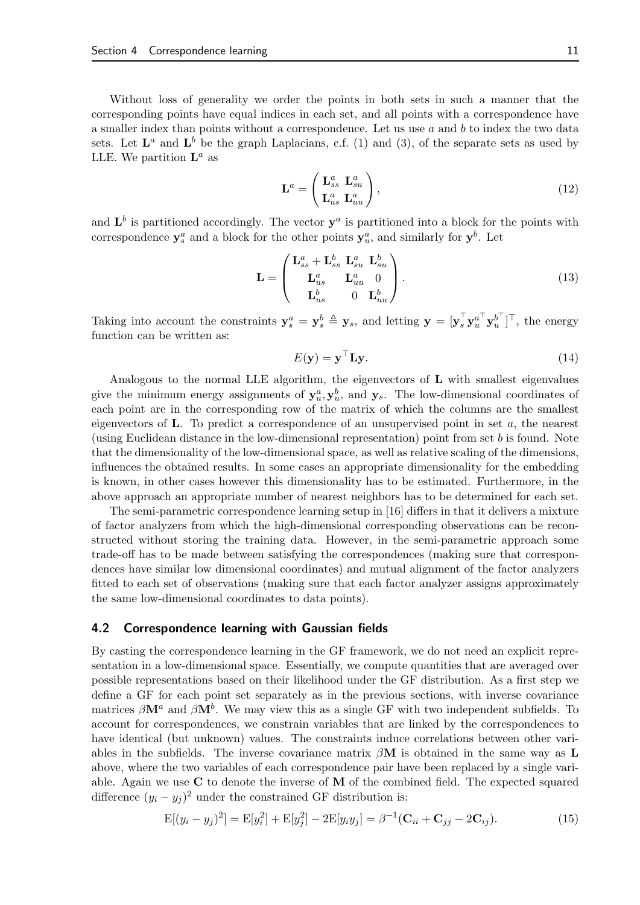Without loss of generality we order the points in both sets in such a manner that the corresponding points have equal indices in each set, and all points with a correspondence have a smaller index than points without a correspondence. Let us use $a$ and $b$ to index the two data sets. Let $\mathbf{L}^a$ and $\mathbf{L}^b$ be the graph Laplacians, c.f. (1) and (3), of the separate sets as used by LLE. We partition $\mathbf{L}^a$ as

$$\mathbf{L}^a = \begin{pmatrix} \mathbf{L}^a_{ss} & \mathbf{L}^a_{su} \\ \mathbf{L}^a_{us} & \mathbf{L}^a_{uu} \end{pmatrix}, \tag{12}$$

and $\mathbf{L}^b$ is partitioned accordingly. The vector $\mathbf{y}^a$ is partitioned into a block for the points with correspondence $\mathbf{y}^a_s$ and a block for the other points $\mathbf{y}^a_u$, and similarly for $\mathbf{y}^b$. Let

$$\mathbf{L} = \begin{pmatrix} \mathbf{L}^a_{ss} + \mathbf{L}^b_{ss} & \mathbf{L}^a_{su} & \mathbf{L}^b_{su} \\ \mathbf{L}^a_{us} & \mathbf{L}^a_{uu} & 0 \\ \mathbf{L}^b_{us} & 0 & \mathbf{L}^b_{uu} \end{pmatrix}. \tag{13}$$

Taking into account the constraints $\mathbf{y}^a_s = \mathbf{y}^b_s \triangleq \mathbf{y}_s$, and letting $\mathbf{y} = [\mathbf{y}_s^\top \mathbf{y}_u^{a\top} \mathbf{y}_u^{b\top}]^\top$, the energy function can be written as:

$$E(\mathbf{y}) = \mathbf{y}^\top \mathbf{L} \mathbf{y}. \tag{14}$$

Analogous to the normal LLE algorithm, the eigenvectors of $\mathbf{L}$ with smallest eigenvalues give the minimum energy assignments of $\mathbf{y}^a_u, \mathbf{y}^b_u$, and $\mathbf{y}_s$. The low-dimensional coordinates of each point are in the corresponding row of the matrix of which the columns are the smallest eigenvectors of $\mathbf{L}$. To predict a correspondence of an unsupervised point in set $a$, the nearest (using Euclidean distance in the low-dimensional representation) point from set $b$ is found. Note that the dimensionality of the low-dimensional space, as well as relative scaling of the dimensions, influences the obtained results. In some cases an appropriate dimensionality for the embedding is known, in other cases however this dimensionality has to be estimated. Furthermore, in the above approach an appropriate number of nearest neighbors has to be determined for each set.

The semi-parametric correspondence learning setup in [16] differs in that it delivers a mixture of factor analyzers from which the high-dimensional corresponding observations can be reconstructed without storing the training data. However, in the semi-parametric approach some trade-off has to be made between satisfying the correspondences (making sure that correspondences have similar low dimensional coordinates) and mutual alignment of the factor analyzers fitted to each set of observations (making sure that each factor analyzer assigns approximately the same low-dimensional coordinates to data points).

### 4.2 Correspondence learning with Gaussian fields

By casting the correspondence learning in the GF framework, we do not need an explicit representation in a low-dimensional space. Essentially, we compute quantities that are averaged over possible representations based on their likelihood under the GF distribution. As a first step we define a GF for each point set separately as in the previous sections, with inverse covariance matrices $\beta\mathbf{M}^a$ and $\beta\mathbf{M}^b$. We may view this as a single GF with two independent subfields. To account for correspondences, we constrain variables that are linked by the correspondences to have identical (but unknown) values. The constraints induce correlations between other variables in the subfields. The inverse covariance matrix $\beta\mathbf{M}$ is obtained in the same way as $\mathbf{L}$ above, where the two variables of each correspondence pair have been replaced by a single variable. Again we use $\mathbf{C}$ to denote the inverse of $\mathbf{M}$ of the combined field. The expected squared difference $(y_i - y_j)^2$ under the constrained GF distribution is:

$$\mathrm{E}[(y_i - y_j)^2] = \mathrm{E}[y_i^2] + \mathrm{E}[y_j^2] - 2\mathrm{E}[y_i y_j] = \beta^{-1}(\mathbf{C}_{ii} + \mathbf{C}_{jj} - 2\mathbf{C}_{ij}). \tag{15}$$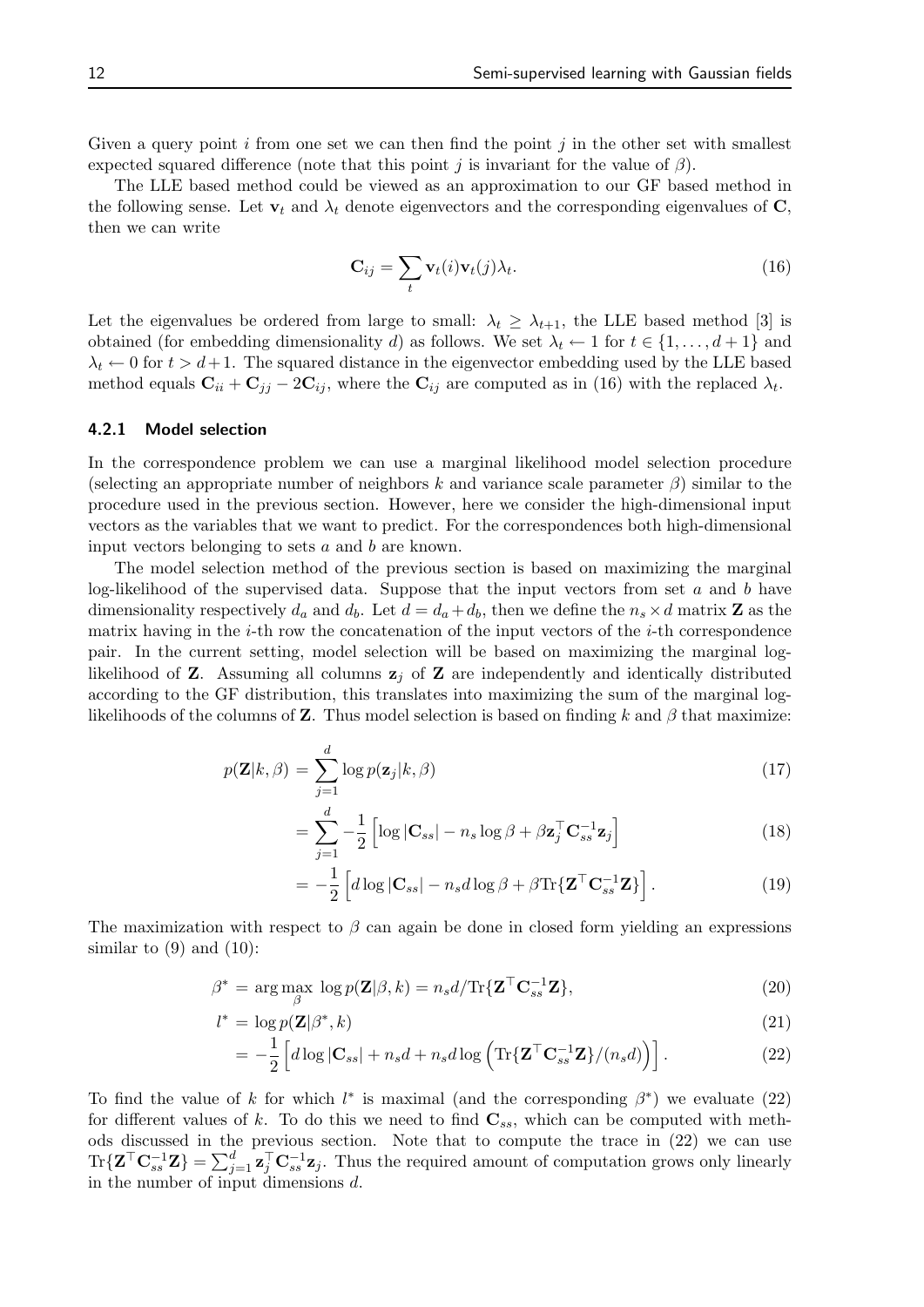Given a query point $i$ from one set we can then find the point $j$ in the other set with smallest expected squared difference (note that this point $j$ is invariant for the value of $\beta$).

The LLE based method could be viewed as an approximation to our GF based method in the following sense. Let $\mathbf{v}_t$ and $\lambda_t$ denote eigenvectors and the corresponding eigenvalues of $\mathbf{C}$, then we can write

$$\mathbf{C}_{ij} = \sum_t \mathbf{v}_t(i)\mathbf{v}_t(j)\lambda_t. \tag{16}$$

Let the eigenvalues be ordered from large to small: $\lambda_t \geq \lambda_{t+1}$, the LLE based method [3] is obtained (for embedding dimensionality $d$) as follows. We set $\lambda_t \leftarrow 1$ for $t \in \{1, \ldots, d+1\}$ and $\lambda_t \leftarrow 0$ for $t > d+1$. The squared distance in the eigenvector embedding used by the LLE based method equals $\mathbf{C}_{ii} + \mathbf{C}_{jj} - 2\mathbf{C}_{ij}$, where the $\mathbf{C}_{ij}$ are computed as in (16) with the replaced $\lambda_t$.

### 4.2.1 Model selection

In the correspondence problem we can use a marginal likelihood model selection procedure (selecting an appropriate number of neighbors $k$ and variance scale parameter $\beta$) similar to the procedure used in the previous section. However, here we consider the high-dimensional input vectors as the variables that we want to predict. For the correspondences both high-dimensional input vectors belonging to sets $a$ and $b$ are known.

The model selection method of the previous section is based on maximizing the marginal log-likelihood of the supervised data. Suppose that the input vectors from set $a$ and $b$ have dimensionality respectively $d_a$ and $d_b$. Let $d = d_a + d_b$, then we define the $n_s \times d$ matrix $\mathbf{Z}$ as the matrix having in the $i$-th row the concatenation of the input vectors of the $i$-th correspondence pair. In the current setting, model selection will be based on maximizing the marginal log-likelihood of $\mathbf{Z}$. Assuming all columns $\mathbf{z}_j$ of $\mathbf{Z}$ are independently and identically distributed according to the GF distribution, this translates into maximizing the sum of the marginal log-likelihoods of the columns of $\mathbf{Z}$. Thus model selection is based on finding $k$ and $\beta$ that maximize:

$$p(\mathbf{Z}|k, \beta) = \sum_{j=1}^{d} \log p(\mathbf{z}_j|k, \beta) \tag{17}$$

$$= \sum_{j=1}^{d} -\frac{1}{2}\left[\log |\mathbf{C}_{ss}| - n_s \log \beta + \beta \mathbf{z}_j^\top \mathbf{C}_{ss}^{-1} \mathbf{z}_j\right] \tag{18}$$

$$= -\frac{1}{2}\left[d \log |\mathbf{C}_{ss}| - n_s d \log \beta + \beta \mathrm{Tr}\{\mathbf{Z}^\top \mathbf{C}_{ss}^{-1} \mathbf{Z}\}\right]. \tag{19}$$

The maximization with respect to $\beta$ can again be done in closed form yielding an expressions similar to (9) and (10):

$$\beta^* = \arg\max_\beta \log p(\mathbf{Z}|\beta, k) = n_s d / \mathrm{Tr}\{\mathbf{Z}^\top \mathbf{C}_{ss}^{-1} \mathbf{Z}\}, \tag{20}$$

$$l^* = \log p(\mathbf{Z}|\beta^*, k) \tag{21}$$

$$= -\frac{1}{2}\left[d \log |\mathbf{C}_{ss}| + n_s d + n_s d \log\left(\mathrm{Tr}\{\mathbf{Z}^\top \mathbf{C}_{ss}^{-1} \mathbf{Z}\}/(n_s d)\right)\right]. \tag{22}$$

To find the value of $k$ for which $l^*$ is maximal (and the corresponding $\beta^*$) we evaluate (22) for different values of $k$. To do this we need to find $\mathbf{C}_{ss}$, which can be computed with methods discussed in the previous section. Note that to compute the trace in (22) we can use $\mathrm{Tr}\{\mathbf{Z}^\top \mathbf{C}_{ss}^{-1} \mathbf{Z}\} = \sum_{j=1}^{d} \mathbf{z}_j^\top \mathbf{C}_{ss}^{-1} \mathbf{z}_j$. Thus the required amount of computation grows only linearly in the number of input dimensions $d$.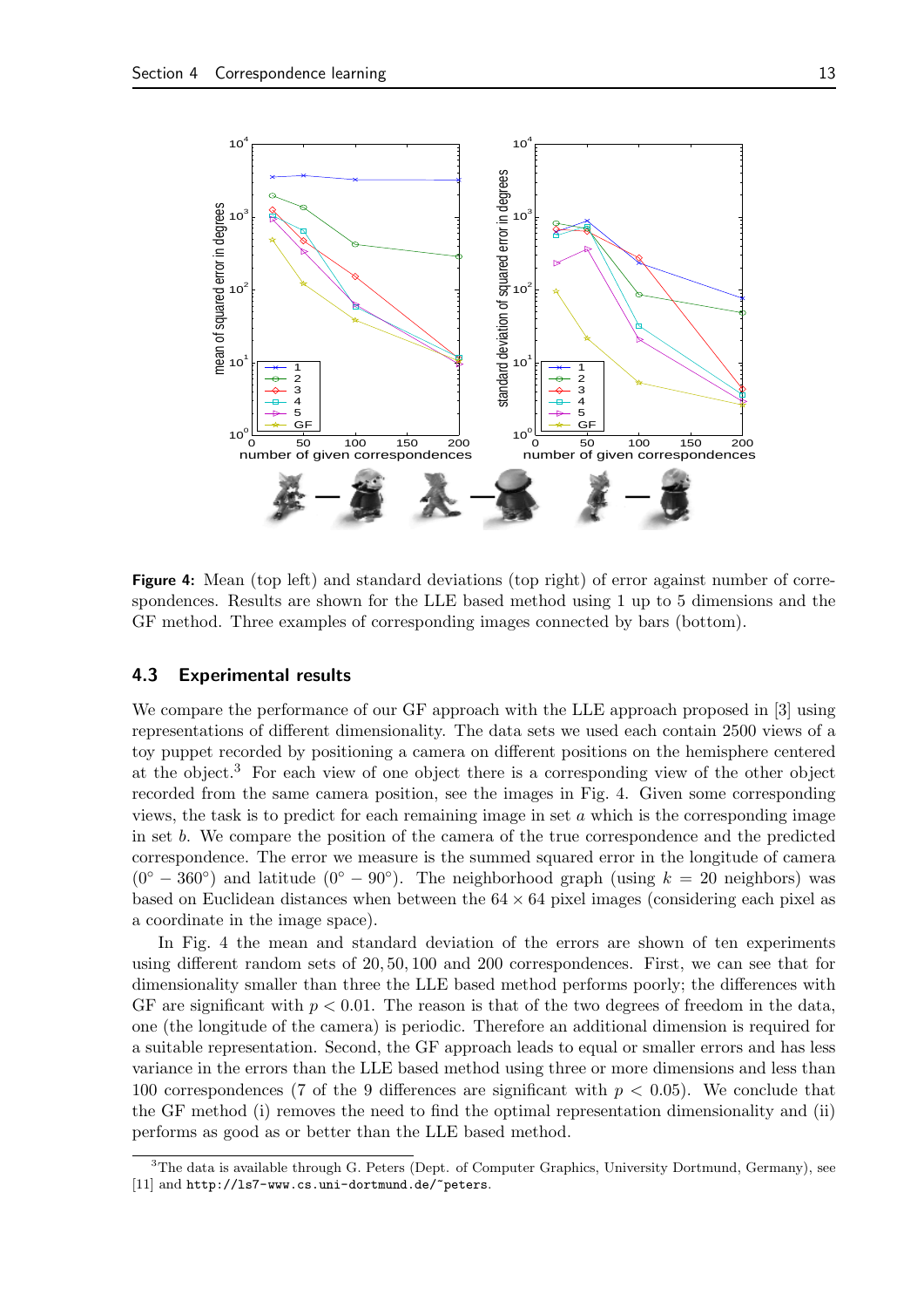**Figure 4:** Mean (top left) and standard deviations (top right) of error against number of correspondences. Results are shown for the LLE based method using 1 up to 5 dimensions and the GF method. Three examples of corresponding images connected by bars (bottom).

### 4.3 Experimental results

We compare the performance of our GF approach with the LLE approach proposed in [3] using representations of different dimensionality. The data sets we used each contain 2500 views of a toy puppet recorded by positioning a camera on different positions on the hemisphere centered at the object.[3] For each view of one object there is a corresponding view of the other object recorded from the same camera position, see the images in Fig. 4. Given some corresponding views, the task is to predict for each remaining image in set $a$ which is the corresponding image in set $b$. We compare the position of the camera of the true correspondence and the predicted correspondence. The error we measure is the summed squared error in the longitude of camera ($0° - 360°$) and latitude ($0° - 90°$). The neighborhood graph (using $k = 20$ neighbors) was based on Euclidean distances when between the $64 \times 64$ pixel images (considering each pixel as a coordinate in the image space).

In Fig. 4 the mean and standard deviation of the errors are shown of ten experiments using different random sets of 20, 50, 100 and 200 correspondences. First, we can see that for dimensionality smaller than three the LLE based method performs poorly; the differences with GF are significant with $p < 0.01$. The reason is that of the two degrees of freedom in the data, one (the longitude of the camera) is periodic. Therefore an additional dimension is required for a suitable representation. Second, the GF approach leads to equal or smaller errors and has less variance in the errors than the LLE based method using three or more dimensions and less than 100 correspondences (7 of the 9 differences are significant with $p < 0.05$). We conclude that the GF method (i) removes the need to find the optimal representation dimensionality and (ii) performs as good as or better than the LLE based method.

[3]The data is available through G. Peters (Dept. of Computer Graphics, University Dortmund, Germany), see [11] and http://ls7-www.cs.uni-dortmund.de/~peters.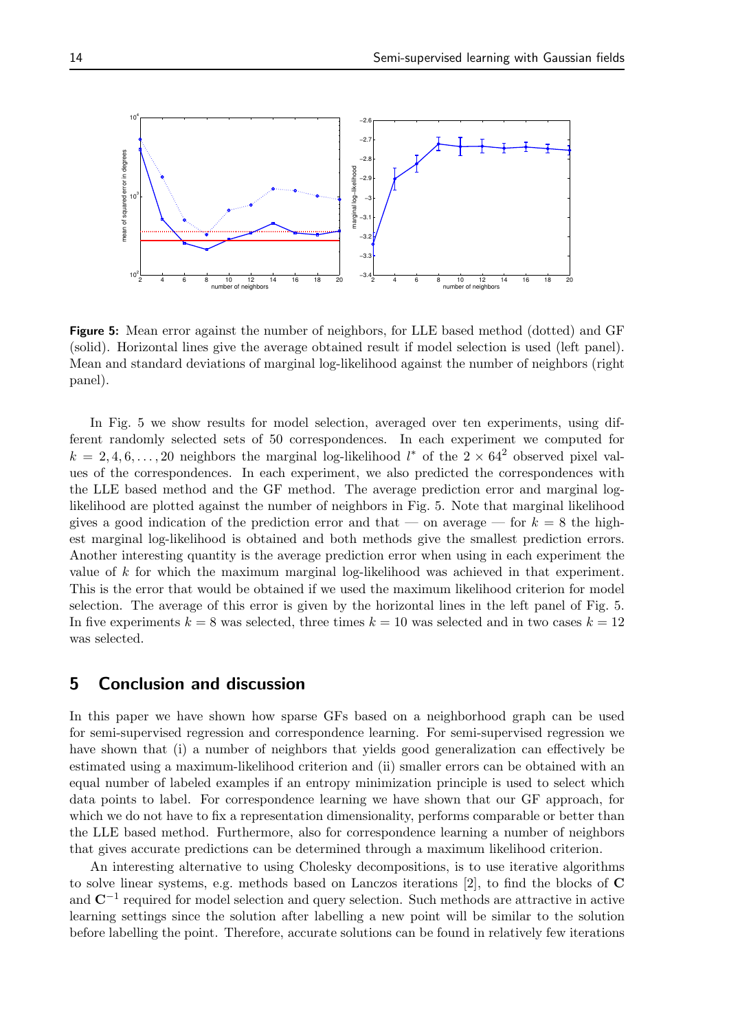**Figure 5:** Mean error against the number of neighbors, for LLE based method (dotted) and GF (solid). Horizontal lines give the average obtained result if model selection is used (left panel). Mean and standard deviations of marginal log-likelihood against the number of neighbors (right panel).

In Fig. 5 we show results for model selection, averaged over ten experiments, using different randomly selected sets of 50 correspondences. In each experiment we computed for $k = 2, 4, 6, \ldots, 20$ neighbors the marginal log-likelihood $l^*$ of the $2 \times 64^2$ observed pixel values of the correspondences. In each experiment, we also predicted the correspondences with the LLE based method and the GF method. The average prediction error and marginal log-likelihood are plotted against the number of neighbors in Fig. 5. Note that marginal likelihood gives a good indication of the prediction error and that — on average — for $k = 8$ the highest marginal log-likelihood is obtained and both methods give the smallest prediction errors. Another interesting quantity is the average prediction error when using in each experiment the value of $k$ for which the maximum marginal log-likelihood was achieved in that experiment. This is the error that would be obtained if we used the maximum likelihood criterion for model selection. The average of this error is given by the horizontal lines in the left panel of Fig. 5. In five experiments $k = 8$ was selected, three times $k = 10$ was selected and in two cases $k = 12$ was selected.

## 5 Conclusion and discussion

In this paper we have shown how sparse GFs based on a neighborhood graph can be used for semi-supervised regression and correspondence learning. For semi-supervised regression we have shown that (i) a number of neighbors that yields good generalization can effectively be estimated using a maximum-likelihood criterion and (ii) smaller errors can be obtained with an equal number of labeled examples if an entropy minimization principle is used to select which data points to label. For correspondence learning we have shown that our GF approach, for which we do not have to fix a representation dimensionality, performs comparable or better than the LLE based method. Furthermore, also for correspondence learning a number of neighbors that gives accurate predictions can be determined through a maximum likelihood criterion.

An interesting alternative to using Cholesky decompositions, is to use iterative algorithms to solve linear systems, e.g. methods based on Lanczos iterations [2], to find the blocks of $\mathbf{C}$ and $\mathbf{C}^{-1}$ required for model selection and query selection. Such methods are attractive in active learning settings since the solution after labelling a new point will be similar to the solution before labelling the point. Therefore, accurate solutions can be found in relatively few iterations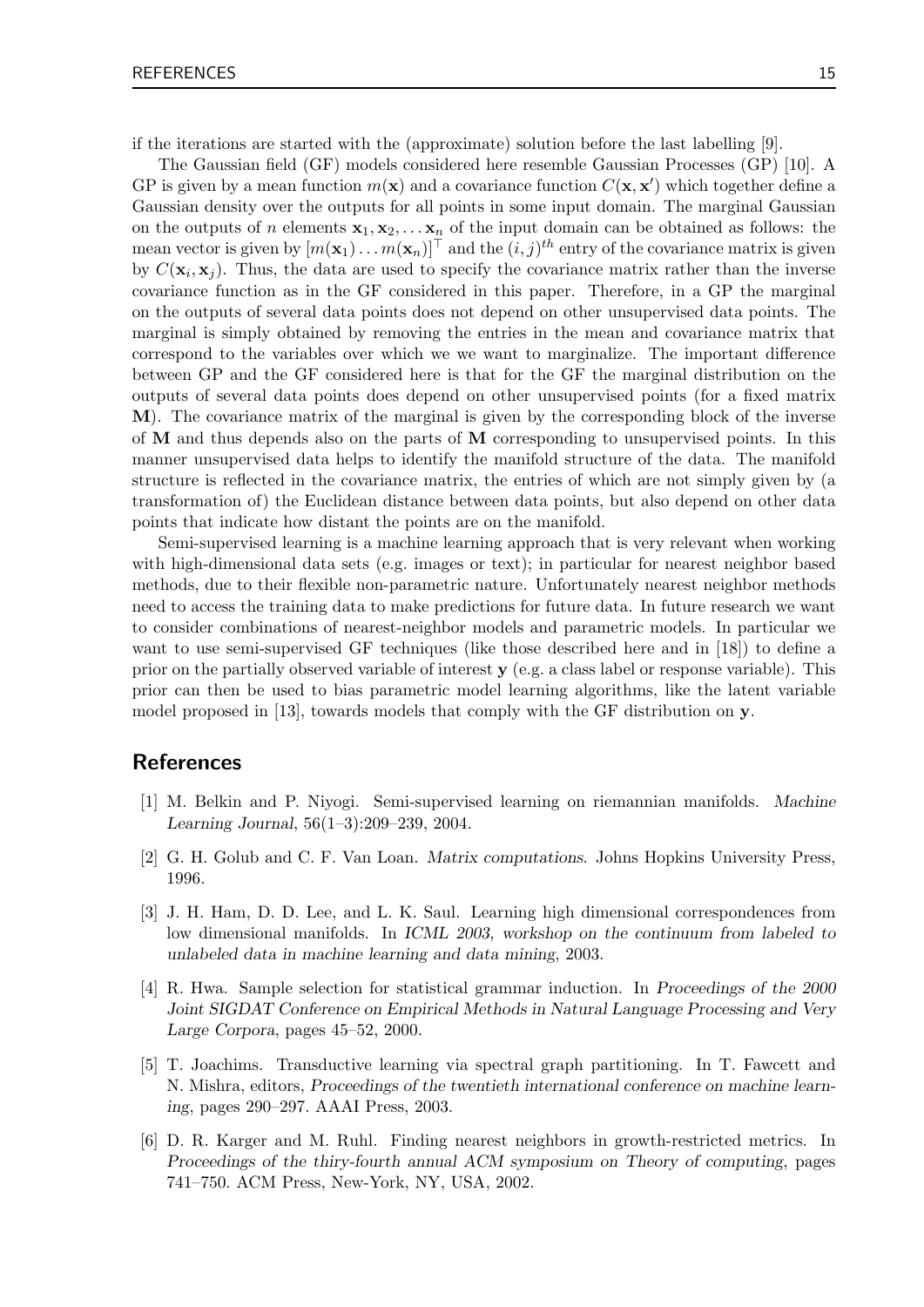if the iterations are started with the (approximate) solution before the last labelling [9].

The Gaussian field (GF) models considered here resemble Gaussian Processes (GP) [10]. A GP is given by a mean function $m(\mathbf{x})$ and a covariance function $C(\mathbf{x}, \mathbf{x}')$ which together define a Gaussian density over the outputs for all points in some input domain. The marginal Gaussian on the outputs of $n$ elements $\mathbf{x}_1, \mathbf{x}_2, \ldots \mathbf{x}_n$ of the input domain can be obtained as follows: the mean vector is given by $[m(\mathbf{x}_1) \ldots m(\mathbf{x}_n)]^\top$ and the $(i,j)^{th}$ entry of the covariance matrix is given by $C(\mathbf{x}_i, \mathbf{x}_j)$. Thus, the data are used to specify the covariance matrix rather than the inverse covariance function as in the GF considered in this paper. Therefore, in a GP the marginal on the outputs of several data points does not depend on other unsupervised data points. The marginal is simply obtained by removing the entries in the mean and covariance matrix that correspond to the variables over which we we want to marginalize. The important difference between GP and the GF considered here is that for the GF the marginal distribution on the outputs of several data points does depend on other unsupervised points (for a fixed matrix $\mathbf{M}$). The covariance matrix of the marginal is given by the corresponding block of the inverse of $\mathbf{M}$ and thus depends also on the parts of $\mathbf{M}$ corresponding to unsupervised points. In this manner unsupervised data helps to identify the manifold structure of the data. The manifold structure is reflected in the covariance matrix, the entries of which are not simply given by (a transformation of) the Euclidean distance between data points, but also depend on other data points that indicate how distant the points are on the manifold.

Semi-supervised learning is a machine learning approach that is very relevant when working with high-dimensional data sets (e.g. images or text); in particular for nearest neighbor based methods, due to their flexible non-parametric nature. Unfortunately nearest neighbor methods need to access the training data to make predictions for future data. In future research we want to consider combinations of nearest-neighbor models and parametric models. In particular we want to use semi-supervised GF techniques (like those described here and in [18]) to define a prior on the partially observed variable of interest $\mathbf{y}$ (e.g. a class label or response variable). This prior can then be used to bias parametric model learning algorithms, like the latent variable model proposed in [13], towards models that comply with the GF distribution on $\mathbf{y}$.

## References

[1] M. Belkin and P. Niyogi. Semi-supervised learning on riemannian manifolds. *Machine Learning Journal*, 56(1–3):209–239, 2004.

[2] G. H. Golub and C. F. Van Loan. *Matrix computations*. Johns Hopkins University Press, 1996.

[3] J. H. Ham, D. D. Lee, and L. K. Saul. Learning high dimensional correspondences from low dimensional manifolds. In *ICML 2003, workshop on the continuum from labeled to unlabeled data in machine learning and data mining*, 2003.

[4] R. Hwa. Sample selection for statistical grammar induction. In *Proceedings of the 2000 Joint SIGDAT Conference on Empirical Methods in Natural Language Processing and Very Large Corpora*, pages 45–52, 2000.

[5] T. Joachims. Transductive learning via spectral graph partitioning. In T. Fawcett and N. Mishra, editors, *Proceedings of the twentieth international conference on machine learning*, pages 290–297. AAAI Press, 2003.

[6] D. R. Karger and M. Ruhl. Finding nearest neighbors in growth-restricted metrics. In *Proceedings of the thiry-fourth annual ACM symposium on Theory of computing*, pages 741–750. ACM Press, New-York, NY, USA, 2002.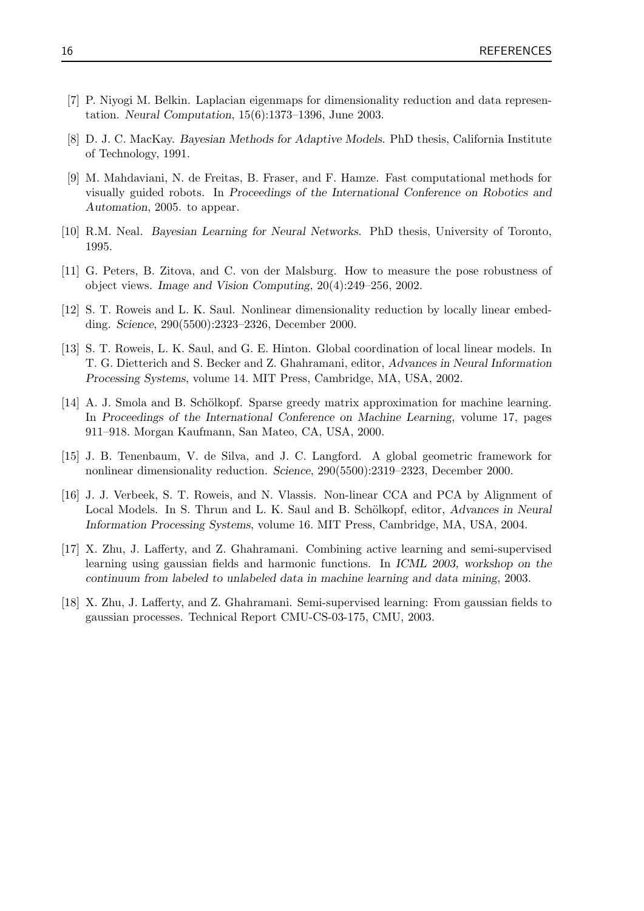[7] P. Niyogi M. Belkin. Laplacian eigenmaps for dimensionality reduction and data representation. *Neural Computation*, 15(6):1373–1396, June 2003.

[8] D. J. C. MacKay. *Bayesian Methods for Adaptive Models*. PhD thesis, California Institute of Technology, 1991.

[9] M. Mahdaviani, N. de Freitas, B. Fraser, and F. Hamze. Fast computational methods for visually guided robots. In *Proceedings of the International Conference on Robotics and Automation*, 2005. to appear.

[10] R.M. Neal. *Bayesian Learning for Neural Networks*. PhD thesis, University of Toronto, 1995.

[11] G. Peters, B. Zitova, and C. von der Malsburg. How to measure the pose robustness of object views. *Image and Vision Computing*, 20(4):249–256, 2002.

[12] S. T. Roweis and L. K. Saul. Nonlinear dimensionality reduction by locally linear embedding. *Science*, 290(5500):2323–2326, December 2000.

[13] S. T. Roweis, L. K. Saul, and G. E. Hinton. Global coordination of local linear models. In T. G. Dietterich and S. Becker and Z. Ghahramani, editor, *Advances in Neural Information Processing Systems*, volume 14. MIT Press, Cambridge, MA, USA, 2002.

[14] A. J. Smola and B. Schölkopf. Sparse greedy matrix approximation for machine learning. In *Proceedings of the International Conference on Machine Learning*, volume 17, pages 911–918. Morgan Kaufmann, San Mateo, CA, USA, 2000.

[15] J. B. Tenenbaum, V. de Silva, and J. C. Langford. A global geometric framework for nonlinear dimensionality reduction. *Science*, 290(5500):2319–2323, December 2000.

[16] J. J. Verbeek, S. T. Roweis, and N. Vlassis. Non-linear CCA and PCA by Alignment of Local Models. In S. Thrun and L. K. Saul and B. Schölkopf, editor, *Advances in Neural Information Processing Systems*, volume 16. MIT Press, Cambridge, MA, USA, 2004.

[17] X. Zhu, J. Lafferty, and Z. Ghahramani. Combining active learning and semi-supervised learning using gaussian fields and harmonic functions. In *ICML 2003, workshop on the continuum from labeled to unlabeled data in machine learning and data mining*, 2003.

[18] X. Zhu, J. Lafferty, and Z. Ghahramani. Semi-supervised learning: From gaussian fields to gaussian processes. Technical Report CMU-CS-03-175, CMU, 2003.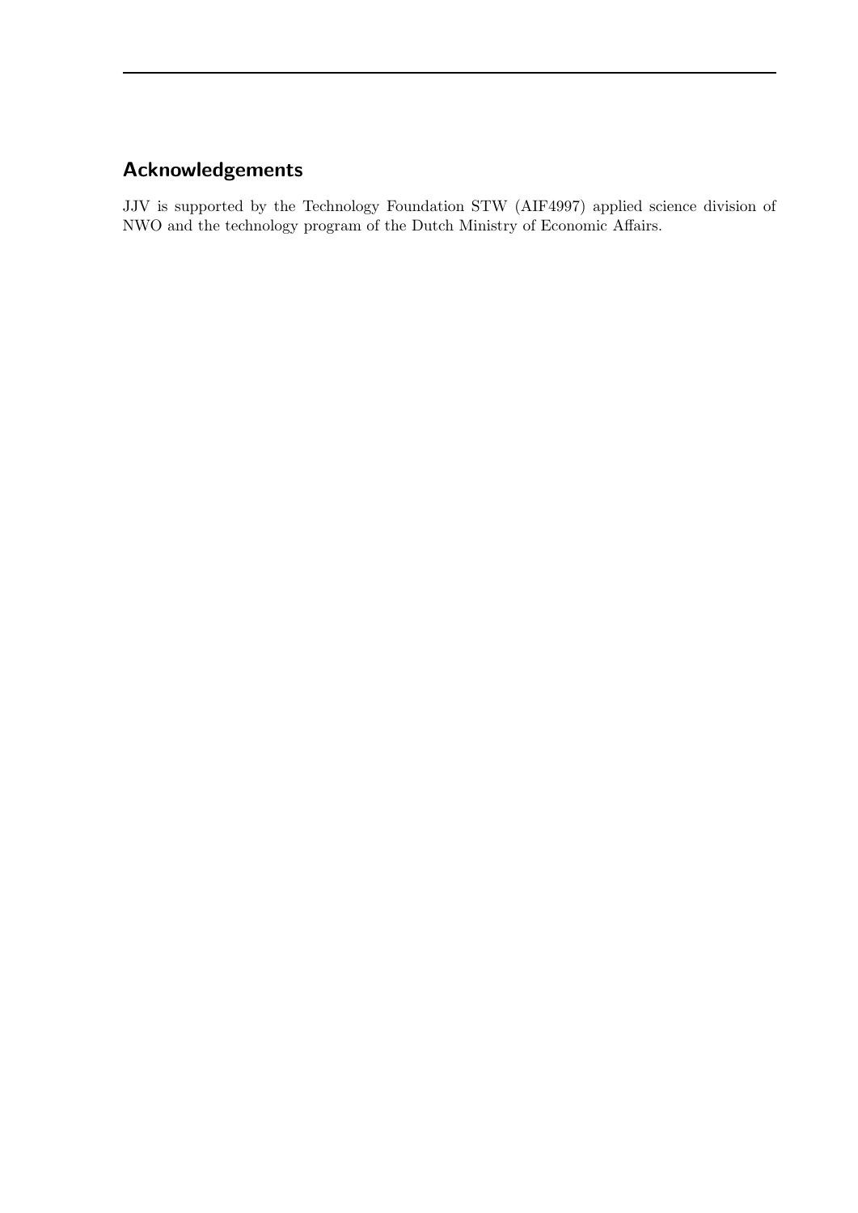## Acknowledgements

JJV is supported by the Technology Foundation STW (AIF4997) applied science division of NWO and the technology program of the Dutch Ministry of Economic Affairs.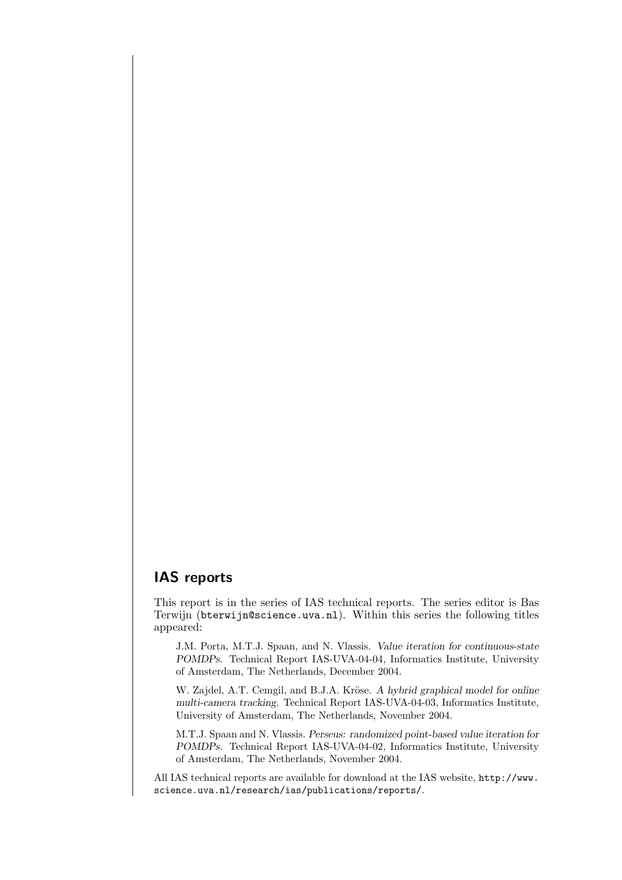## IAS reports

This report is in the series of IAS technical reports. The series editor is Bas Terwijn (`bterwijn@science.uva.nl`). Within this series the following titles appeared:

J.M. Porta, M.T.J. Spaan, and N. Vlassis. *Value iteration for continuous-state POMDPs.* Technical Report IAS-UVA-04-04, Informatics Institute, University of Amsterdam, The Netherlands, December 2004.

W. Zajdel, A.T. Cemgil, and B.J.A. Kröse. *A hybrid graphical model for online multi-camera tracking.* Technical Report IAS-UVA-04-03, Informatics Institute, University of Amsterdam, The Netherlands, November 2004.

M.T.J. Spaan and N. Vlassis. *Perseus: randomized point-based value iteration for POMDPs.* Technical Report IAS-UVA-04-02, Informatics Institute, University of Amsterdam, The Netherlands, November 2004.

All IAS technical reports are available for download at the IAS website, `http://www.science.uva.nl/research/ias/publications/reports/`.